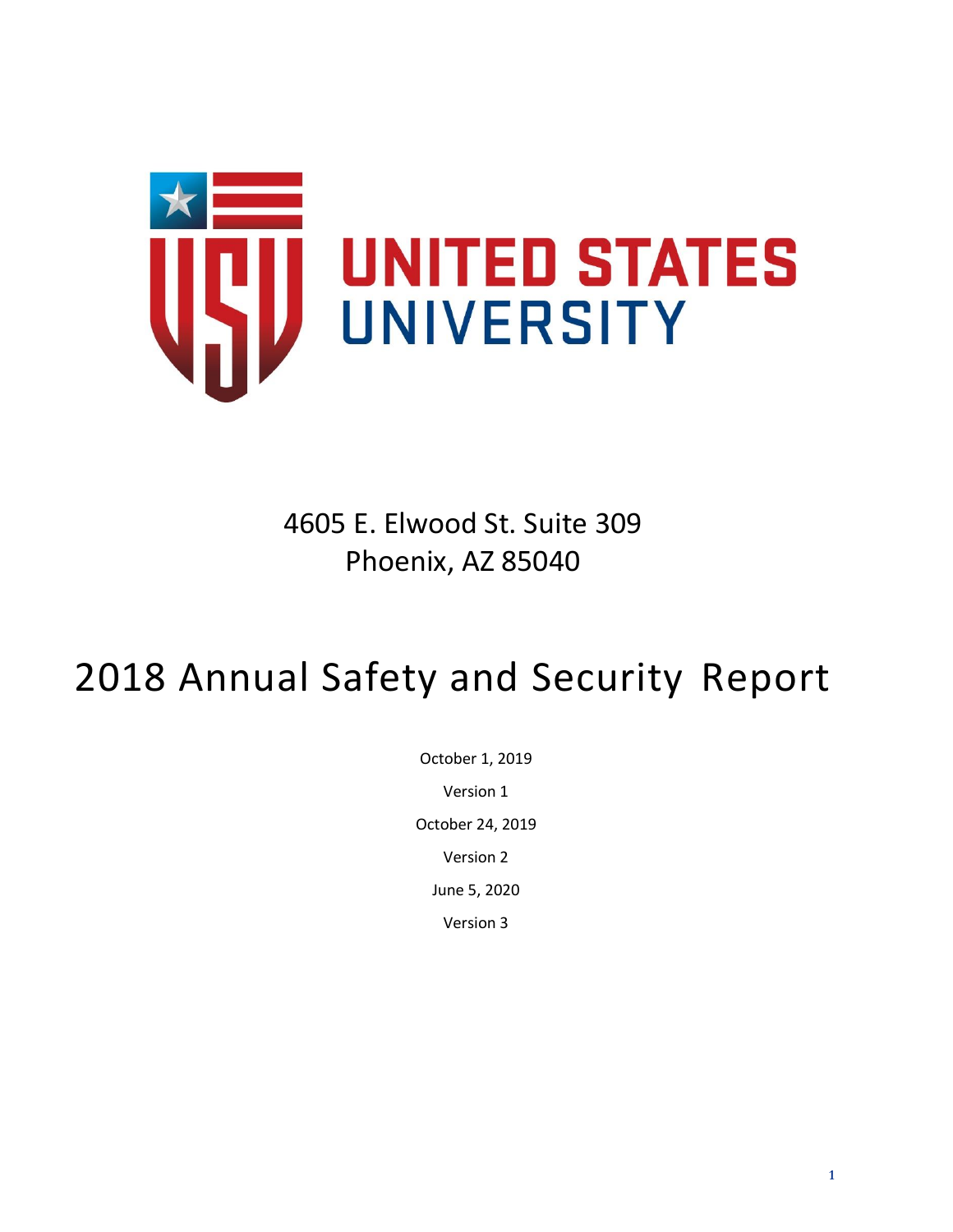UNITED STATES UNIVERSITY

4605 E. Elwood St. Suite 309
Phoenix, AZ 85040

# 2018 Annual Safety and Security Report

October 1, 2019

Version 1

October 24, 2019

Version 2

June 5, 2020

Version 3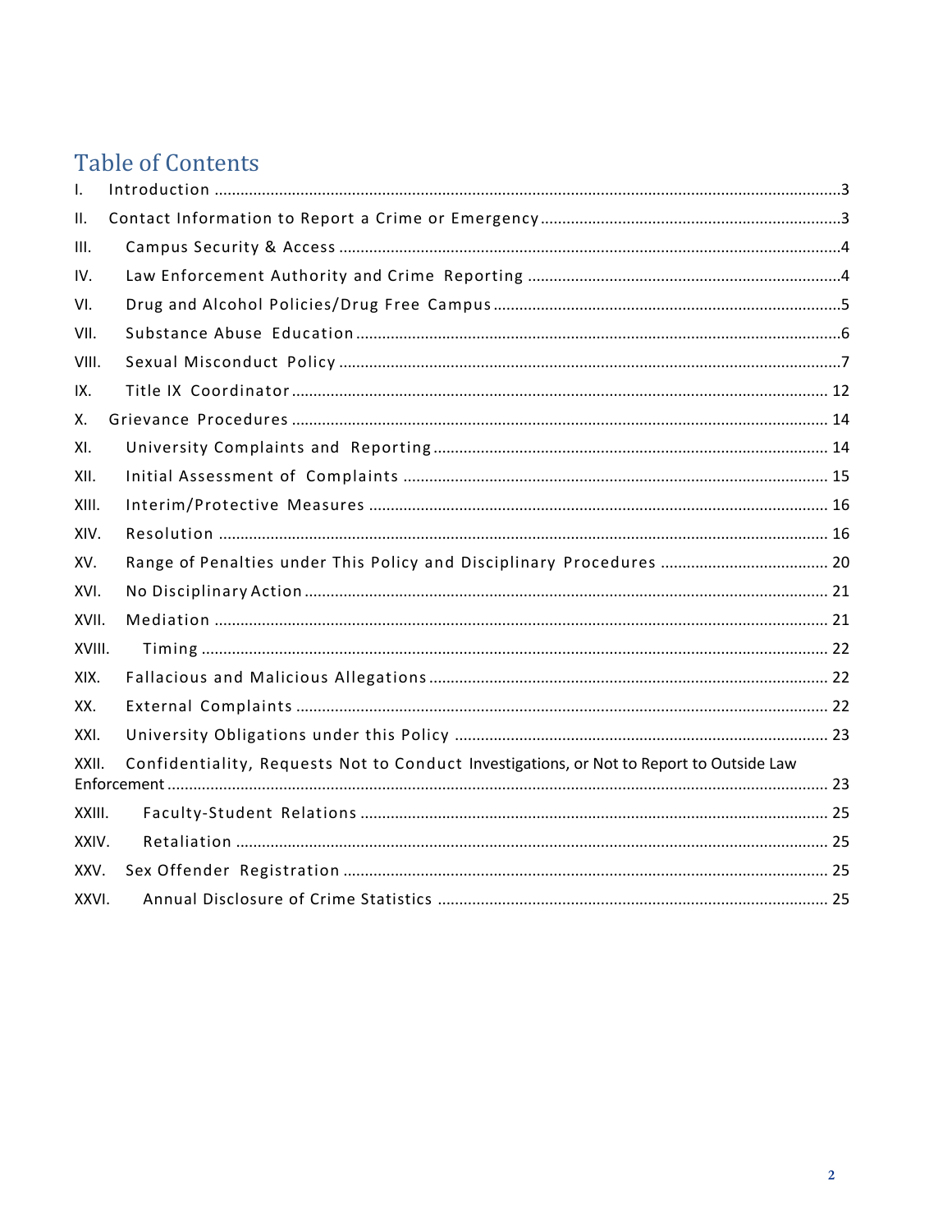# Table of Contents

I. Introduction ........................................................................................................................3

II. Contact Information to Report a Crime or Emergency ....................................................................3

III. Campus Security & Access ...........................................................................................................4

IV. Law Enforcement Authority and Crime Reporting ..........................................................................4

VI. Drug and Alcohol Policies/Drug Free Campus ...............................................................................5

VII. Substance Abuse Education ..........................................................................................................6

VIII. Sexual Misconduct Policy ..............................................................................................................7

IX. Title IX Coordinator .....................................................................................................................12

X. Grievance Procedures ...................................................................................................................14

XI. University Complaints and Reporting ...........................................................................................14

XII. Initial Assessment of Complaints .................................................................................................15

XIII. Interim/Protective Measures .......................................................................................................16

XIV. Resolution ....................................................................................................................................16

XV. Range of Penalties under This Policy and Disciplinary Procedures ...............................................20

XVI. No Disciplinary Action ...................................................................................................................21

XVII. Mediation ......................................................................................................................................21

XVIII. Timing ...........................................................................................................................................22

XIX. Fallacious and Malicious Allegations ............................................................................................22

XX. External Complaints .....................................................................................................................22

XXI. University Obligations under this Policy .......................................................................................23

XXII. Confidentiality, Requests Not to Conduct Investigations, or Not to Report to Outside Law Enforcement ........................................................................................................................................23

XXIII. Faculty-Student Relations .............................................................................................................25

XXIV. Retaliation .....................................................................................................................................25

XXV. Sex Offender Registration .............................................................................................................25

XXVI. Annual Disclosure of Crime Statistics ...........................................................................................25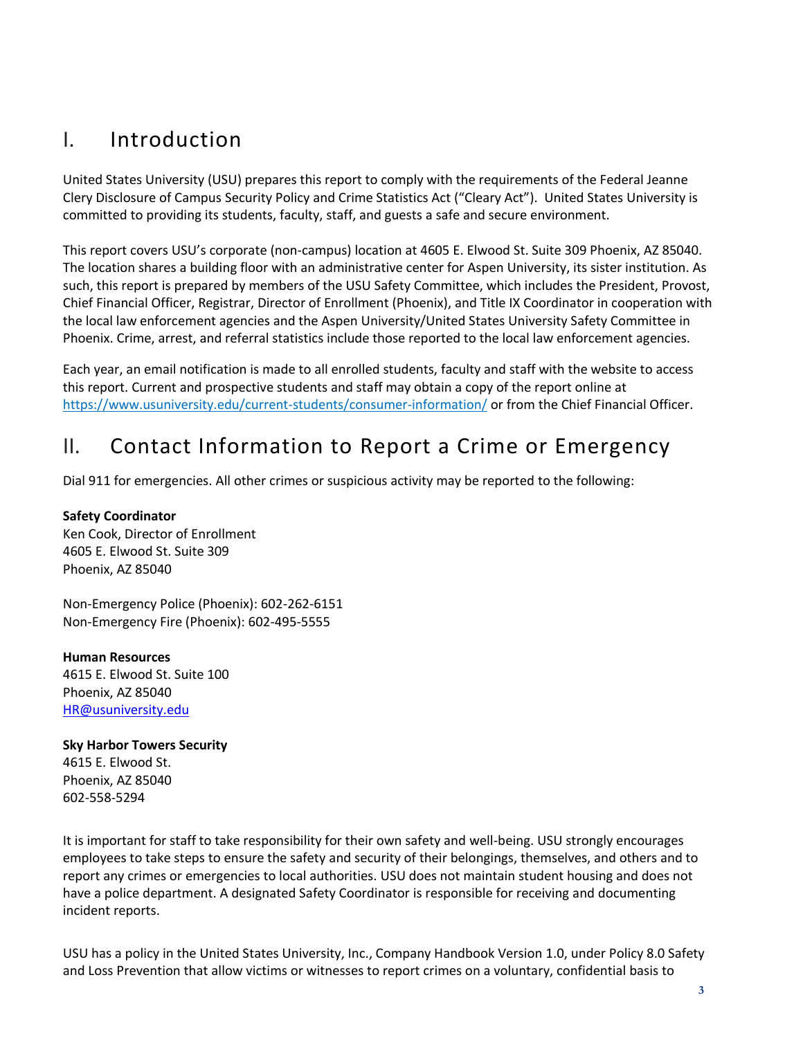# I. Introduction

United States University (USU) prepares this report to comply with the requirements of the Federal Jeanne Clery Disclosure of Campus Security Policy and Crime Statistics Act ("Cleary Act"). United States University is committed to providing its students, faculty, staff, and guests a safe and secure environment.

This report covers USU's corporate (non-campus) location at 4605 E. Elwood St. Suite 309 Phoenix, AZ 85040. The location shares a building floor with an administrative center for Aspen University, its sister institution. As such, this report is prepared by members of the USU Safety Committee, which includes the President, Provost, Chief Financial Officer, Registrar, Director of Enrollment (Phoenix), and Title IX Coordinator in cooperation with the local law enforcement agencies and the Aspen University/United States University Safety Committee in Phoenix. Crime, arrest, and referral statistics include those reported to the local law enforcement agencies.

Each year, an email notification is made to all enrolled students, faculty and staff with the website to access this report. Current and prospective students and staff may obtain a copy of the report online at https://www.usuniversity.edu/current-students/consumer-information/ or from the Chief Financial Officer.

# II. Contact Information to Report a Crime or Emergency

Dial 911 for emergencies. All other crimes or suspicious activity may be reported to the following:

**Safety Coordinator**
Ken Cook, Director of Enrollment
4605 E. Elwood St. Suite 309
Phoenix, AZ 85040

Non-Emergency Police (Phoenix): 602-262-6151
Non-Emergency Fire (Phoenix): 602-495-5555

**Human Resources**
4615 E. Elwood St. Suite 100
Phoenix, AZ 85040
HR@usuniversity.edu

**Sky Harbor Towers Security**
4615 E. Elwood St.
Phoenix, AZ 85040
602-558-5294

It is important for staff to take responsibility for their own safety and well-being. USU strongly encourages employees to take steps to ensure the safety and security of their belongings, themselves, and others and to report any crimes or emergencies to local authorities. USU does not maintain student housing and does not have a police department. A designated Safety Coordinator is responsible for receiving and documenting incident reports.

USU has a policy in the United States University, Inc., Company Handbook Version 1.0, under Policy 8.0 Safety and Loss Prevention that allow victims or witnesses to report crimes on a voluntary, confidential basis to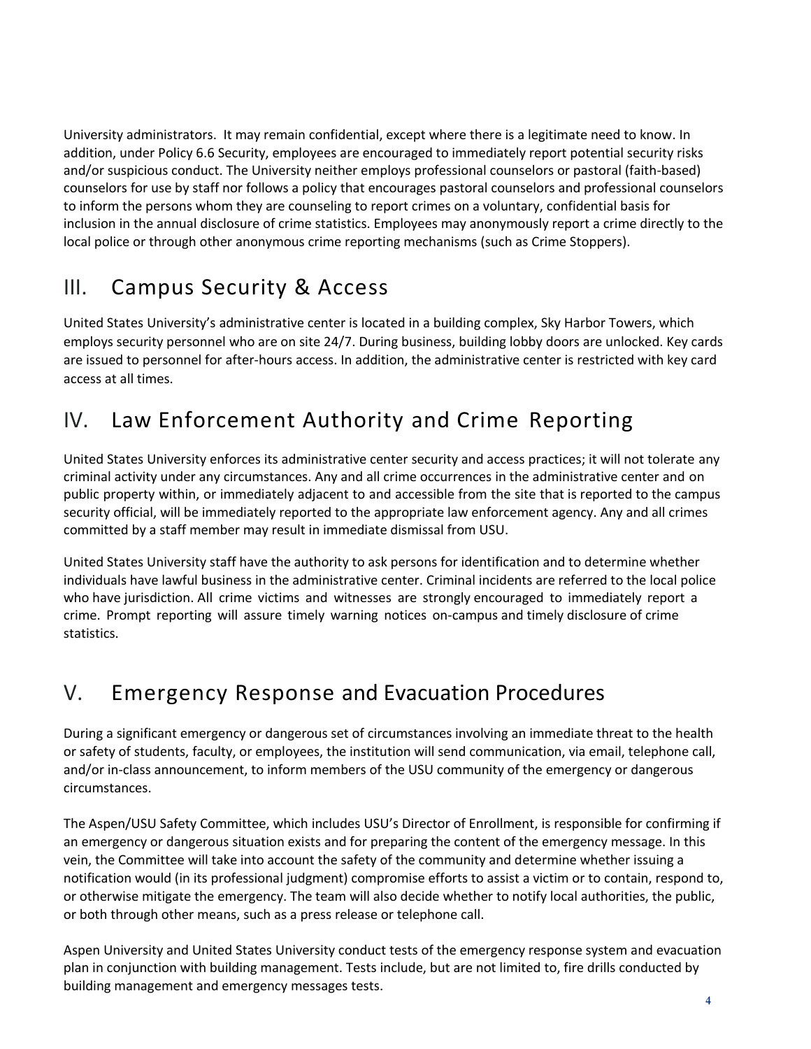University administrators. It may remain confidential, except where there is a legitimate need to know. In addition, under Policy 6.6 Security, employees are encouraged to immediately report potential security risks and/or suspicious conduct. The University neither employs professional counselors or pastoral (faith-based) counselors for use by staff nor follows a policy that encourages pastoral counselors and professional counselors to inform the persons whom they are counseling to report crimes on a voluntary, confidential basis for inclusion in the annual disclosure of crime statistics. Employees may anonymously report a crime directly to the local police or through other anonymous crime reporting mechanisms (such as Crime Stoppers).

## III. Campus Security & Access

United States University's administrative center is located in a building complex, Sky Harbor Towers, which employs security personnel who are on site 24/7. During business, building lobby doors are unlocked. Key cards are issued to personnel for after-hours access. In addition, the administrative center is restricted with key card access at all times.

## IV. Law Enforcement Authority and Crime Reporting

United States University enforces its administrative center security and access practices; it will not tolerate any criminal activity under any circumstances. Any and all crime occurrences in the administrative center and on public property within, or immediately adjacent to and accessible from the site that is reported to the campus security official, will be immediately reported to the appropriate law enforcement agency. Any and all crimes committed by a staff member may result in immediate dismissal from USU.

United States University staff have the authority to ask persons for identification and to determine whether individuals have lawful business in the administrative center. Criminal incidents are referred to the local police who have jurisdiction. All crime victims and witnesses are strongly encouraged to immediately report a crime. Prompt reporting will assure timely warning notices on-campus and timely disclosure of crime statistics.

## V. Emergency Response and Evacuation Procedures

During a significant emergency or dangerous set of circumstances involving an immediate threat to the health or safety of students, faculty, or employees, the institution will send communication, via email, telephone call, and/or in-class announcement, to inform members of the USU community of the emergency or dangerous circumstances.

The Aspen/USU Safety Committee, which includes USU's Director of Enrollment, is responsible for confirming if an emergency or dangerous situation exists and for preparing the content of the emergency message. In this vein, the Committee will take into account the safety of the community and determine whether issuing a notification would (in its professional judgment) compromise efforts to assist a victim or to contain, respond to, or otherwise mitigate the emergency. The team will also decide whether to notify local authorities, the public, or both through other means, such as a press release or telephone call.

Aspen University and United States University conduct tests of the emergency response system and evacuation plan in conjunction with building management. Tests include, but are not limited to, fire drills conducted by building management and emergency messages tests.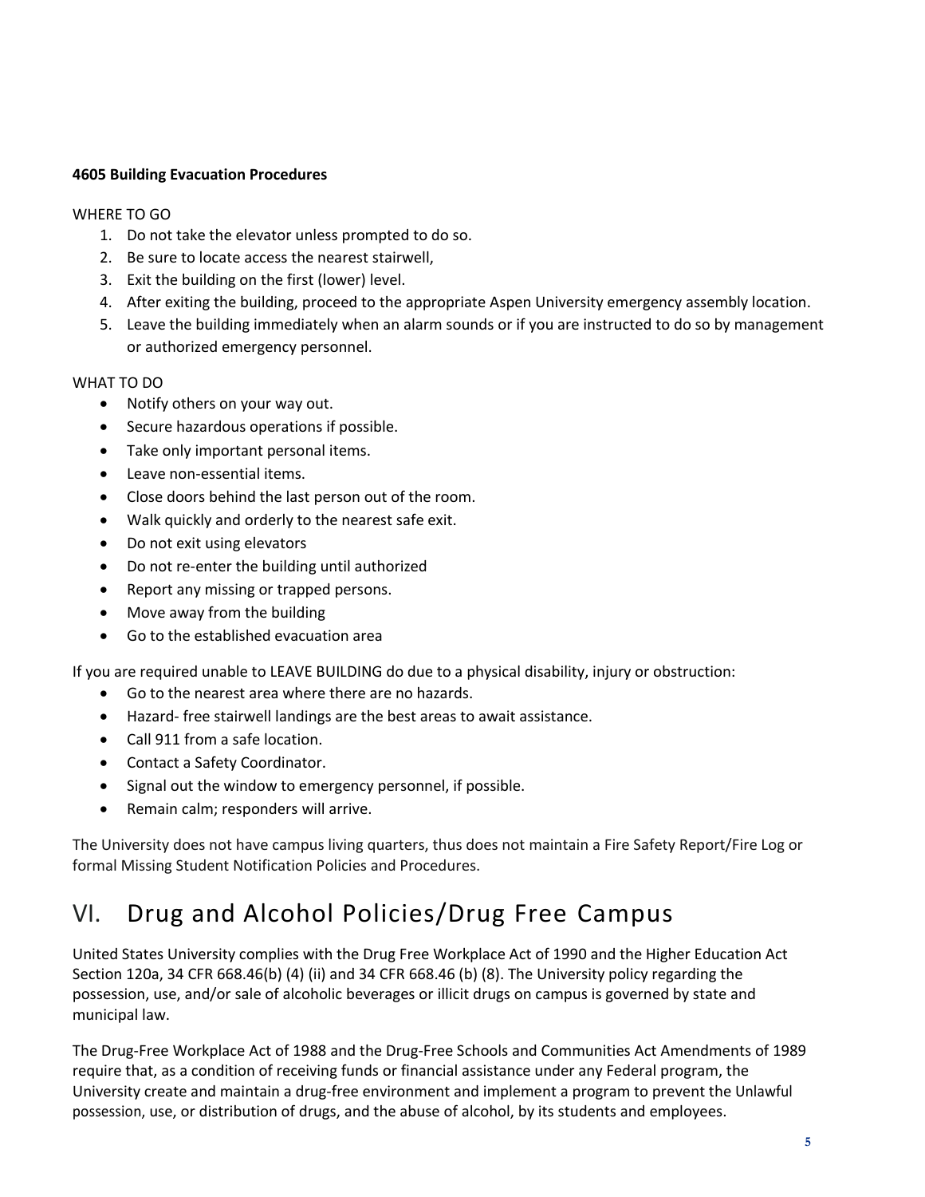#### 4605 Building Evacuation Procedures

WHERE TO GO

1. Do not take the elevator unless prompted to do so.
2. Be sure to locate access the nearest stairwell,
3. Exit the building on the first (lower) level.
4. After exiting the building, proceed to the appropriate Aspen University emergency assembly location.
5. Leave the building immediately when an alarm sounds or if you are instructed to do so by management or authorized emergency personnel.

WHAT TO DO

- Notify others on your way out.
- Secure hazardous operations if possible.
- Take only important personal items.
- Leave non-essential items.
- Close doors behind the last person out of the room.
- Walk quickly and orderly to the nearest safe exit.
- Do not exit using elevators
- Do not re-enter the building until authorized
- Report any missing or trapped persons.
- Move away from the building
- Go to the established evacuation area

If you are required unable to LEAVE BUILDING do due to a physical disability, injury or obstruction:

- Go to the nearest area where there are no hazards.
- Hazard- free stairwell landings are the best areas to await assistance.
- Call 911 from a safe location.
- Contact a Safety Coordinator.
- Signal out the window to emergency personnel, if possible.
- Remain calm; responders will arrive.

The University does not have campus living quarters, thus does not maintain a Fire Safety Report/Fire Log or formal Missing Student Notification Policies and Procedures.

# VI. Drug and Alcohol Policies/Drug Free Campus

United States University complies with the Drug Free Workplace Act of 1990 and the Higher Education Act Section 120a, 34 CFR 668.46(b) (4) (ii) and 34 CFR 668.46 (b) (8). The University policy regarding the possession, use, and/or sale of alcoholic beverages or illicit drugs on campus is governed by state and municipal law.

The Drug-Free Workplace Act of 1988 and the Drug-Free Schools and Communities Act Amendments of 1989 require that, as a condition of receiving funds or financial assistance under any Federal program, the University create and maintain a drug-free environment and implement a program to prevent the Unlawful possession, use, or distribution of drugs, and the abuse of alcohol, by its students and employees.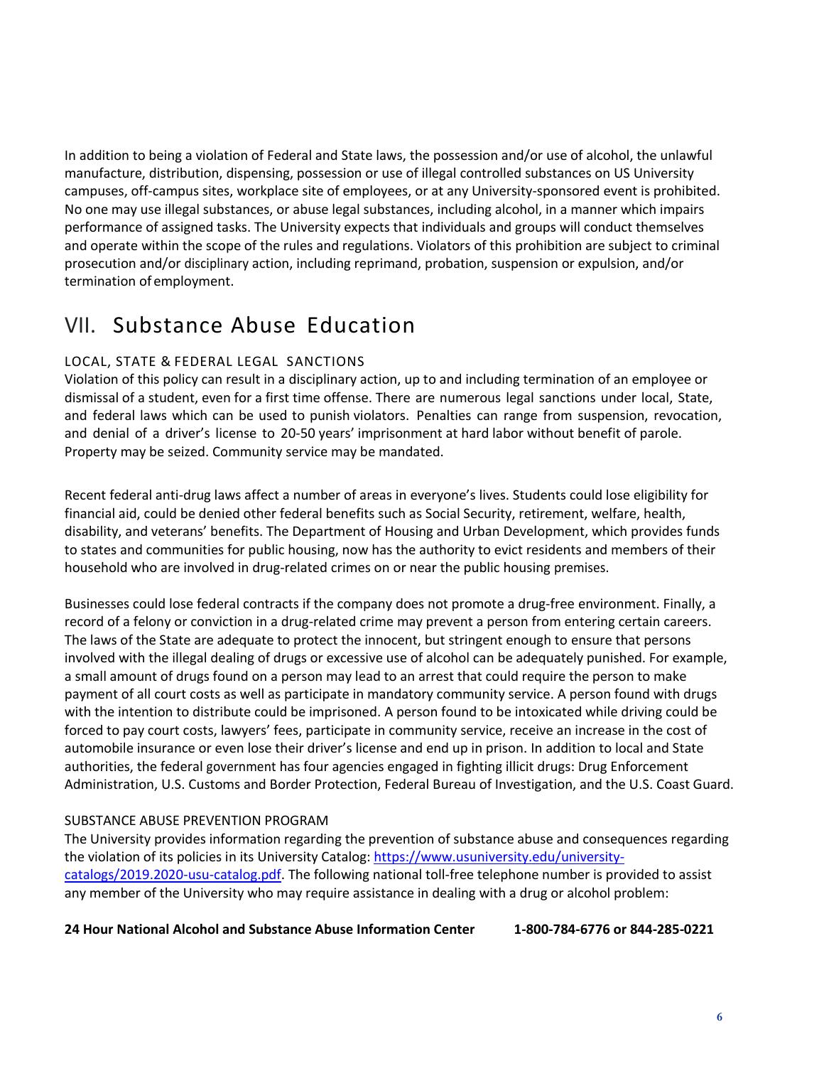In addition to being a violation of Federal and State laws, the possession and/or use of alcohol, the unlawful manufacture, distribution, dispensing, possession or use of illegal controlled substances on US University campuses, off-campus sites, workplace site of employees, or at any University-sponsored event is prohibited. No one may use illegal substances, or abuse legal substances, including alcohol, in a manner which impairs performance of assigned tasks. The University expects that individuals and groups will conduct themselves and operate within the scope of the rules and regulations. Violators of this prohibition are subject to criminal prosecution and/or disciplinary action, including reprimand, probation, suspension or expulsion, and/or termination of employment.

# VII. Substance Abuse Education

### LOCAL, STATE & FEDERAL LEGAL SANCTIONS

Violation of this policy can result in a disciplinary action, up to and including termination of an employee or dismissal of a student, even for a first time offense. There are numerous legal sanctions under local, State, and federal laws which can be used to punish violators. Penalties can range from suspension, revocation, and denial of a driver's license to 20-50 years' imprisonment at hard labor without benefit of parole. Property may be seized. Community service may be mandated.

Recent federal anti-drug laws affect a number of areas in everyone's lives. Students could lose eligibility for financial aid, could be denied other federal benefits such as Social Security, retirement, welfare, health, disability, and veterans' benefits. The Department of Housing and Urban Development, which provides funds to states and communities for public housing, now has the authority to evict residents and members of their household who are involved in drug-related crimes on or near the public housing premises.

Businesses could lose federal contracts if the company does not promote a drug-free environment. Finally, a record of a felony or conviction in a drug-related crime may prevent a person from entering certain careers. The laws of the State are adequate to protect the innocent, but stringent enough to ensure that persons involved with the illegal dealing of drugs or excessive use of alcohol can be adequately punished. For example, a small amount of drugs found on a person may lead to an arrest that could require the person to make payment of all court costs as well as participate in mandatory community service. A person found with drugs with the intention to distribute could be imprisoned. A person found to be intoxicated while driving could be forced to pay court costs, lawyers' fees, participate in community service, receive an increase in the cost of automobile insurance or even lose their driver's license and end up in prison. In addition to local and State authorities, the federal government has four agencies engaged in fighting illicit drugs: Drug Enforcement Administration, U.S. Customs and Border Protection, Federal Bureau of Investigation, and the U.S. Coast Guard.

### SUBSTANCE ABUSE PREVENTION PROGRAM

The University provides information regarding the prevention of substance abuse and consequences regarding the violation of its policies in its University Catalog: [https://www.usuniversity.edu/university-catalogs/2019.2020-usu-catalog.pdf](https://www.usuniversity.edu/university-catalogs/2019.2020-usu-catalog.pdf). The following national toll-free telephone number is provided to assist any member of the University who may require assistance in dealing with a drug or alcohol problem:

**24 Hour National Alcohol and Substance Abuse Information Center 1-800-784-6776 or 844-285-0221**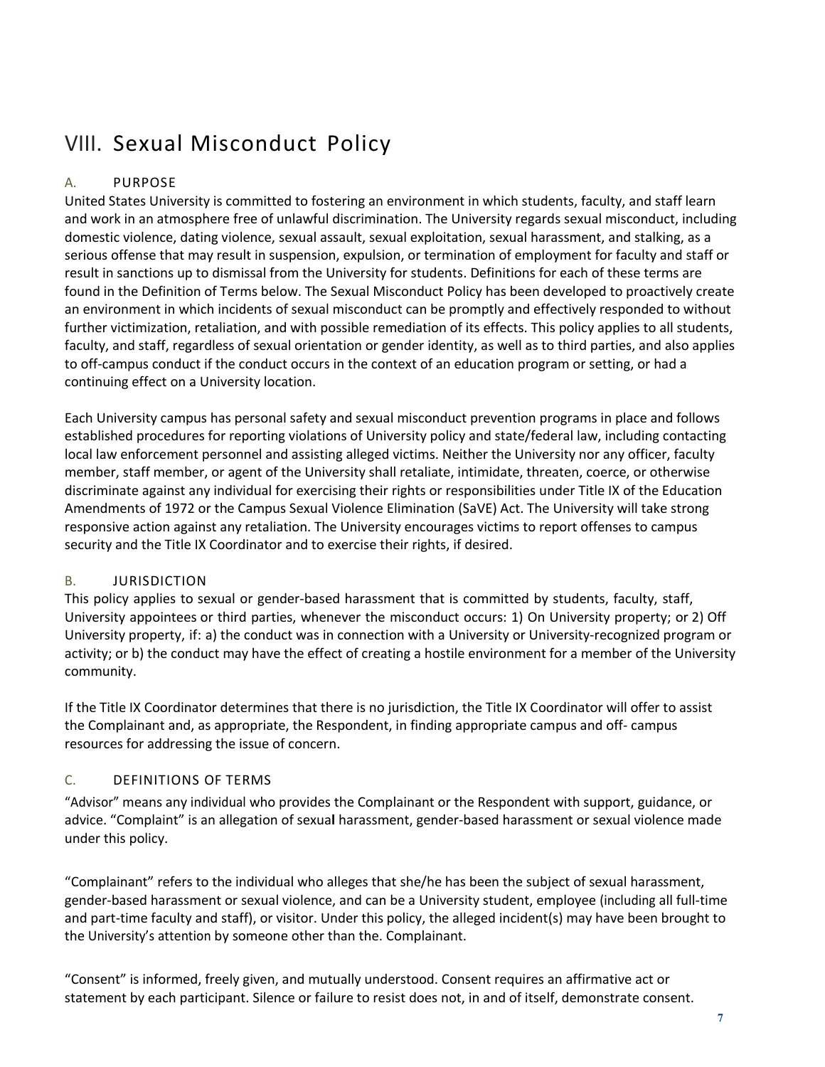# VIII. Sexual Misconduct Policy

## A. PURPOSE

United States University is committed to fostering an environment in which students, faculty, and staff learn and work in an atmosphere free of unlawful discrimination. The University regards sexual misconduct, including domestic violence, dating violence, sexual assault, sexual exploitation, sexual harassment, and stalking, as a serious offense that may result in suspension, expulsion, or termination of employment for faculty and staff or result in sanctions up to dismissal from the University for students. Definitions for each of these terms are found in the Definition of Terms below. The Sexual Misconduct Policy has been developed to proactively create an environment in which incidents of sexual misconduct can be promptly and effectively responded to without further victimization, retaliation, and with possible remediation of its effects. This policy applies to all students, faculty, and staff, regardless of sexual orientation or gender identity, as well as to third parties, and also applies to off-campus conduct if the conduct occurs in the context of an education program or setting, or had a continuing effect on a University location.

Each University campus has personal safety and sexual misconduct prevention programs in place and follows established procedures for reporting violations of University policy and state/federal law, including contacting local law enforcement personnel and assisting alleged victims. Neither the University nor any officer, faculty member, staff member, or agent of the University shall retaliate, intimidate, threaten, coerce, or otherwise discriminate against any individual for exercising their rights or responsibilities under Title IX of the Education Amendments of 1972 or the Campus Sexual Violence Elimination (SaVE) Act. The University will take strong responsive action against any retaliation. The University encourages victims to report offenses to campus security and the Title IX Coordinator and to exercise their rights, if desired.

## B. JURISDICTION

This policy applies to sexual or gender-based harassment that is committed by students, faculty, staff, University appointees or third parties, whenever the misconduct occurs: 1) On University property; or 2) Off University property, if: a) the conduct was in connection with a University or University-recognized program or activity; or b) the conduct may have the effect of creating a hostile environment for a member of the University community.

If the Title IX Coordinator determines that there is no jurisdiction, the Title IX Coordinator will offer to assist the Complainant and, as appropriate, the Respondent, in finding appropriate campus and off- campus resources for addressing the issue of concern.

## C. DEFINITIONS OF TERMS

"Advisor" means any individual who provides the Complainant or the Respondent with support, guidance, or advice. "Complaint" is an allegation of sexual harassment, gender-based harassment or sexual violence made under this policy.

"Complainant" refers to the individual who alleges that she/he has been the subject of sexual harassment, gender-based harassment or sexual violence, and can be a University student, employee (including all full-time and part-time faculty and staff), or visitor. Under this policy, the alleged incident(s) may have been brought to the University's attention by someone other than the. Complainant.

"Consent" is informed, freely given, and mutually understood. Consent requires an affirmative act or statement by each participant. Silence or failure to resist does not, in and of itself, demonstrate consent.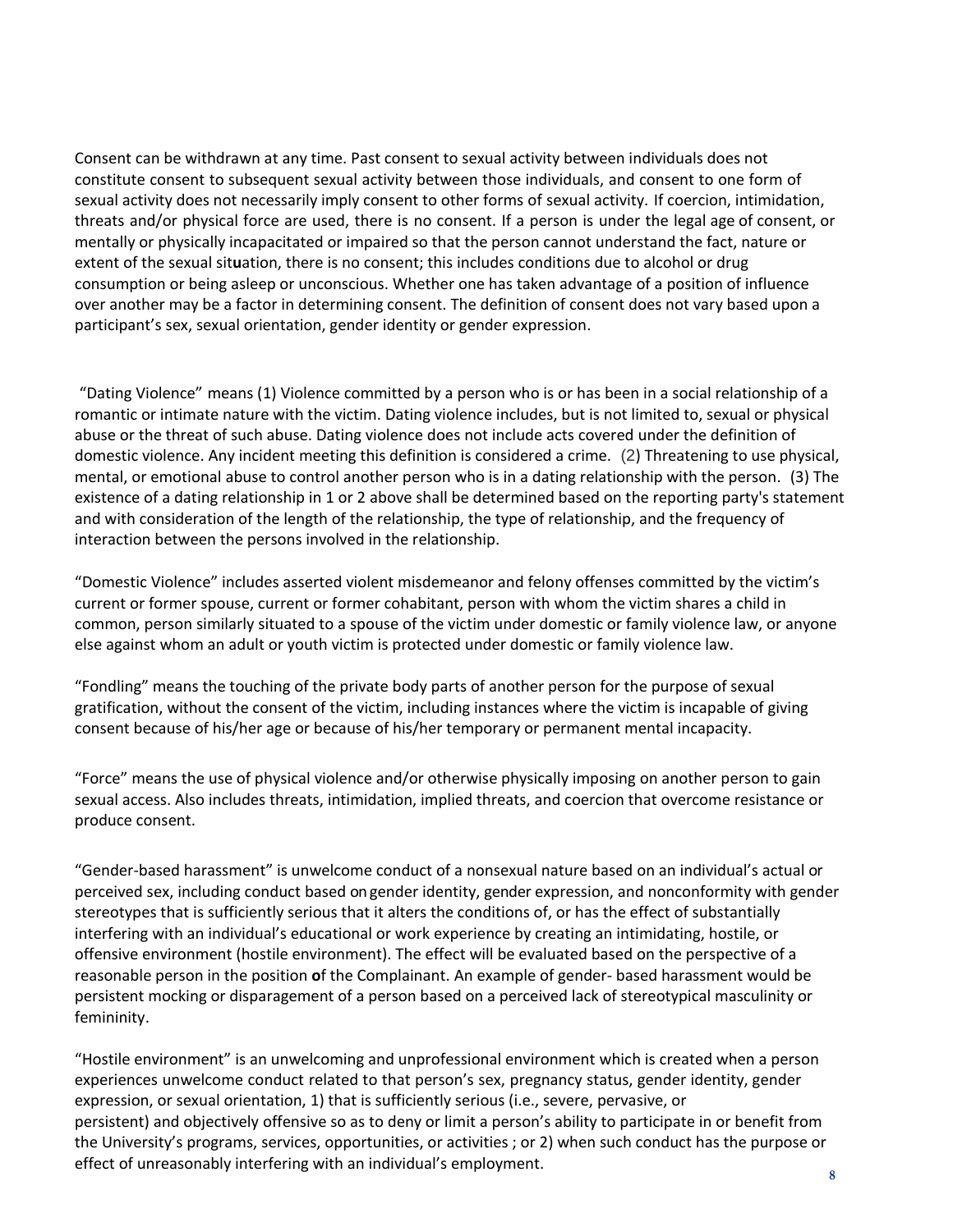Consent can be withdrawn at any time. Past consent to sexual activity between individuals does not constitute consent to subsequent sexual activity between those individuals, and consent to one form of sexual activity does not necessarily imply consent to other forms of sexual activity. If coercion, intimidation, threats and/or physical force are used, there is no consent. If a person is under the legal age of consent, or mentally or physically incapacitated or impaired so that the person cannot understand the fact, nature or extent of the sexual situation, there is no consent; this includes conditions due to alcohol or drug consumption or being asleep or unconscious. Whether one has taken advantage of a position of influence over another may be a factor in determining consent. The definition of consent does not vary based upon a participant's sex, sexual orientation, gender identity or gender expression.

"Dating Violence" means (1) Violence committed by a person who is or has been in a social relationship of a romantic or intimate nature with the victim. Dating violence includes, but is not limited to, sexual or physical abuse or the threat of such abuse. Dating violence does not include acts covered under the definition of domestic violence. Any incident meeting this definition is considered a crime. (2) Threatening to use physical, mental, or emotional abuse to control another person who is in a dating relationship with the person. (3) The existence of a dating relationship in 1 or 2 above shall be determined based on the reporting party's statement and with consideration of the length of the relationship, the type of relationship, and the frequency of interaction between the persons involved in the relationship.

"Domestic Violence" includes asserted violent misdemeanor and felony offenses committed by the victim's current or former spouse, current or former cohabitant, person with whom the victim shares a child in common, person similarly situated to a spouse of the victim under domestic or family violence law, or anyone else against whom an adult or youth victim is protected under domestic or family violence law.

"Fondling" means the touching of the private body parts of another person for the purpose of sexual gratification, without the consent of the victim, including instances where the victim is incapable of giving consent because of his/her age or because of his/her temporary or permanent mental incapacity.

"Force" means the use of physical violence and/or otherwise physically imposing on another person to gain sexual access. Also includes threats, intimidation, implied threats, and coercion that overcome resistance or produce consent.

"Gender-based harassment" is unwelcome conduct of a nonsexual nature based on an individual's actual or perceived sex, including conduct based on gender identity, gender expression, and nonconformity with gender stereotypes that is sufficiently serious that it alters the conditions of, or has the effect of substantially interfering with an individual's educational or work experience by creating an intimidating, hostile, or offensive environment (hostile environment). The effect will be evaluated based on the perspective of a reasonable person in the position of the Complainant. An example of gender- based harassment would be persistent mocking or disparagement of a person based on a perceived lack of stereotypical masculinity or femininity.

"Hostile environment" is an unwelcoming and unprofessional environment which is created when a person experiences unwelcome conduct related to that person's sex, pregnancy status, gender identity, gender expression, or sexual orientation, 1) that is sufficiently serious (i.e., severe, pervasive, or persistent) and objectively offensive so as to deny or limit a person's ability to participate in or benefit from the University's programs, services, opportunities, or activities ; or 2) when such conduct has the purpose or effect of unreasonably interfering with an individual's employment.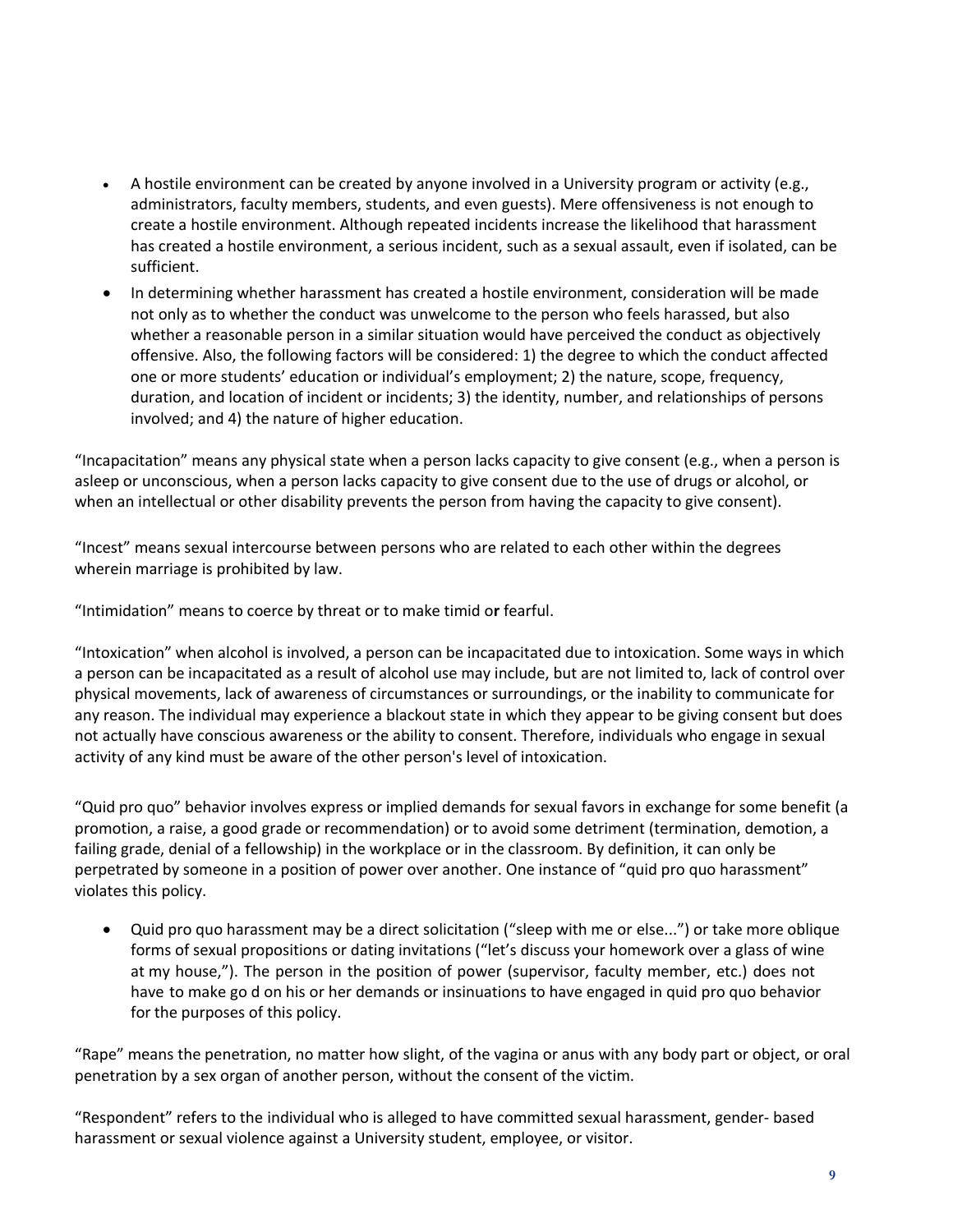- A hostile environment can be created by anyone involved in a University program or activity (e.g., administrators, faculty members, students, and even guests). Mere offensiveness is not enough to create a hostile environment. Although repeated incidents increase the likelihood that harassment has created a hostile environment, a serious incident, such as a sexual assault, even if isolated, can be sufficient.
- In determining whether harassment has created a hostile environment, consideration will be made not only as to whether the conduct was unwelcome to the person who feels harassed, but also whether a reasonable person in a similar situation would have perceived the conduct as objectively offensive. Also, the following factors will be considered: 1) the degree to which the conduct affected one or more students' education or individual's employment; 2) the nature, scope, frequency, duration, and location of incident or incidents; 3) the identity, number, and relationships of persons involved; and 4) the nature of higher education.

"Incapacitation" means any physical state when a person lacks capacity to give consent (e.g., when a person is asleep or unconscious, when a person lacks capacity to give consent due to the use of drugs or alcohol, or when an intellectual or other disability prevents the person from having the capacity to give consent).

"Incest" means sexual intercourse between persons who are related to each other within the degrees wherein marriage is prohibited by law.

"Intimidation" means to coerce by threat or to make timid or fearful.

"Intoxication" when alcohol is involved, a person can be incapacitated due to intoxication. Some ways in which a person can be incapacitated as a result of alcohol use may include, but are not limited to, lack of control over physical movements, lack of awareness of circumstances or surroundings, or the inability to communicate for any reason. The individual may experience a blackout state in which they appear to be giving consent but does not actually have conscious awareness or the ability to consent. Therefore, individuals who engage in sexual activity of any kind must be aware of the other person's level of intoxication.

"Quid pro quo" behavior involves express or implied demands for sexual favors in exchange for some benefit (a promotion, a raise, a good grade or recommendation) or to avoid some detriment (termination, demotion, a failing grade, denial of a fellowship) in the workplace or in the classroom. By definition, it can only be perpetrated by someone in a position of power over another. One instance of "quid pro quo harassment" violates this policy.

- Quid pro quo harassment may be a direct solicitation ("sleep with me or else...") or take more oblique forms of sexual propositions or dating invitations ("let's discuss your homework over a glass of wine at my house,"). The person in the position of power (supervisor, faculty member, etc.) does not have to make go d on his or her demands or insinuations to have engaged in quid pro quo behavior for the purposes of this policy.

"Rape" means the penetration, no matter how slight, of the vagina or anus with any body part or object, or oral penetration by a sex organ of another person, without the consent of the victim.

"Respondent" refers to the individual who is alleged to have committed sexual harassment, gender- based harassment or sexual violence against a University student, employee, or visitor.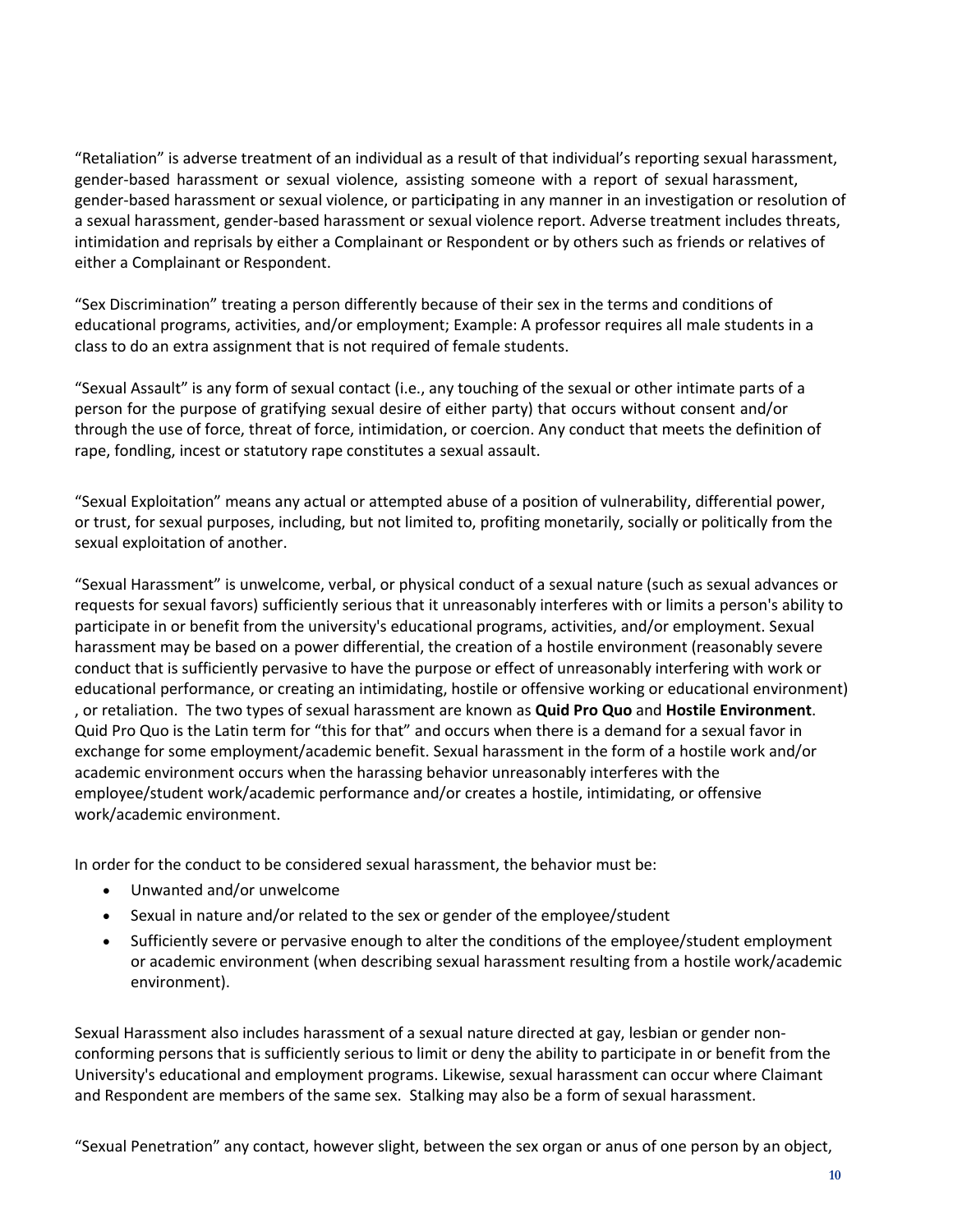"Retaliation" is adverse treatment of an individual as a result of that individual's reporting sexual harassment, gender-based harassment or sexual violence, assisting someone with a report of sexual harassment, gender-based harassment or sexual violence, or participating in any manner in an investigation or resolution of a sexual harassment, gender-based harassment or sexual violence report. Adverse treatment includes threats, intimidation and reprisals by either a Complainant or Respondent or by others such as friends or relatives of either a Complainant or Respondent.

"Sex Discrimination" treating a person differently because of their sex in the terms and conditions of educational programs, activities, and/or employment; Example: A professor requires all male students in a class to do an extra assignment that is not required of female students.

"Sexual Assault" is any form of sexual contact (i.e., any touching of the sexual or other intimate parts of a person for the purpose of gratifying sexual desire of either party) that occurs without consent and/or through the use of force, threat of force, intimidation, or coercion. Any conduct that meets the definition of rape, fondling, incest or statutory rape constitutes a sexual assault.

"Sexual Exploitation" means any actual or attempted abuse of a position of vulnerability, differential power, or trust, for sexual purposes, including, but not limited to, profiting monetarily, socially or politically from the sexual exploitation of another.

"Sexual Harassment" is unwelcome, verbal, or physical conduct of a sexual nature (such as sexual advances or requests for sexual favors) sufficiently serious that it unreasonably interferes with or limits a person's ability to participate in or benefit from the university's educational programs, activities, and/or employment. Sexual harassment may be based on a power differential, the creation of a hostile environment (reasonably severe conduct that is sufficiently pervasive to have the purpose or effect of unreasonably interfering with work or educational performance, or creating an intimidating, hostile or offensive working or educational environment) , or retaliation. The two types of sexual harassment are known as **Quid Pro Quo** and **Hostile Environment**. Quid Pro Quo is the Latin term for "this for that" and occurs when there is a demand for a sexual favor in exchange for some employment/academic benefit. Sexual harassment in the form of a hostile work and/or academic environment occurs when the harassing behavior unreasonably interferes with the employee/student work/academic performance and/or creates a hostile, intimidating, or offensive work/academic environment.

In order for the conduct to be considered sexual harassment, the behavior must be:

- Unwanted and/or unwelcome
- Sexual in nature and/or related to the sex or gender of the employee/student
- Sufficiently severe or pervasive enough to alter the conditions of the employee/student employment or academic environment (when describing sexual harassment resulting from a hostile work/academic environment).

Sexual Harassment also includes harassment of a sexual nature directed at gay, lesbian or gender non-conforming persons that is sufficiently serious to limit or deny the ability to participate in or benefit from the University's educational and employment programs. Likewise, sexual harassment can occur where Claimant and Respondent are members of the same sex. Stalking may also be a form of sexual harassment.

"Sexual Penetration" any contact, however slight, between the sex organ or anus of one person by an object,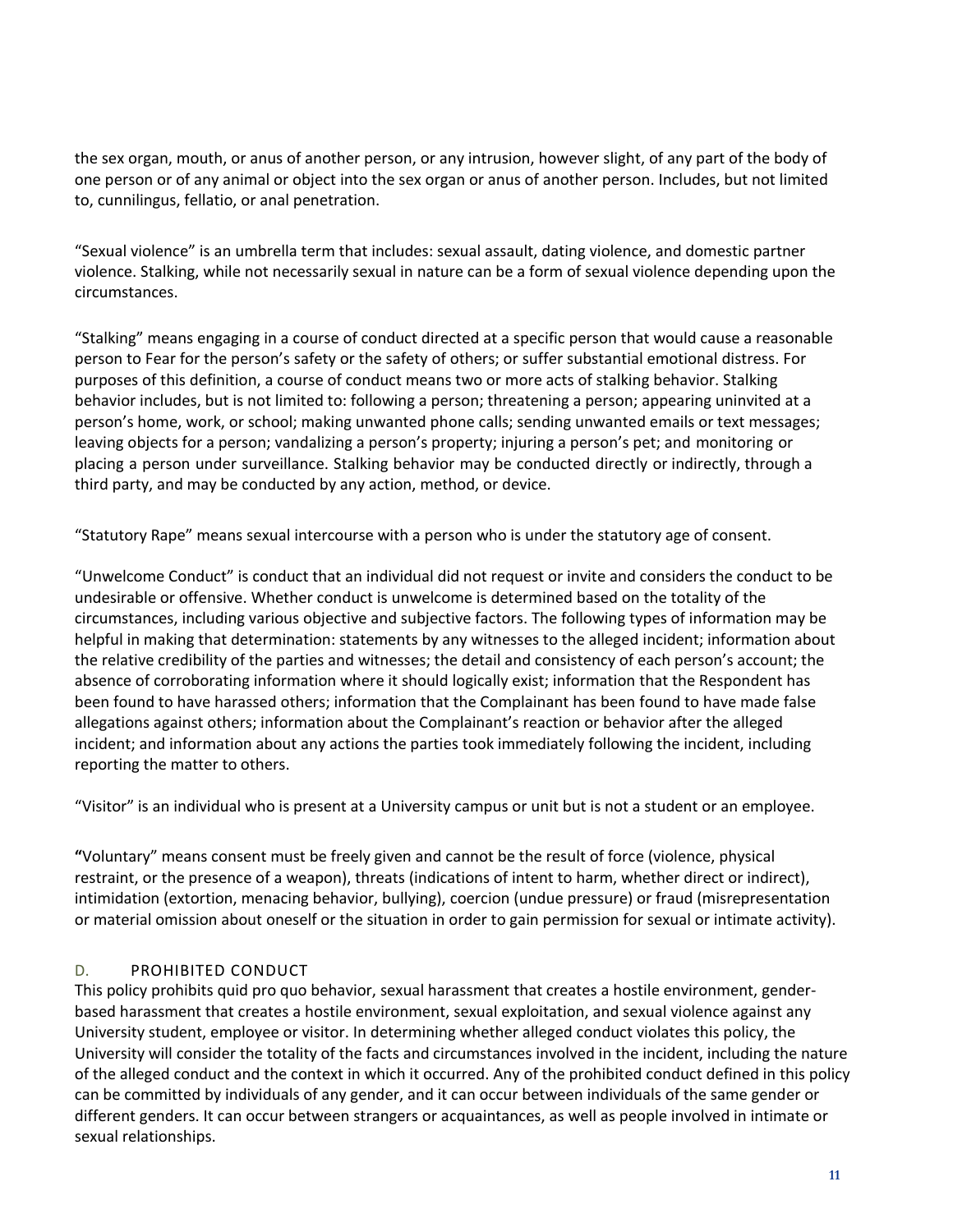the sex organ, mouth, or anus of another person, or any intrusion, however slight, of any part of the body of one person or of any animal or object into the sex organ or anus of another person. Includes, but not limited to, cunnilingus, fellatio, or anal penetration.

"Sexual violence" is an umbrella term that includes: sexual assault, dating violence, and domestic partner violence. Stalking, while not necessarily sexual in nature can be a form of sexual violence depending upon the circumstances.

"Stalking" means engaging in a course of conduct directed at a specific person that would cause a reasonable person to Fear for the person's safety or the safety of others; or suffer substantial emotional distress. For purposes of this definition, a course of conduct means two or more acts of stalking behavior. Stalking behavior includes, but is not limited to: following a person; threatening a person; appearing uninvited at a person's home, work, or school; making unwanted phone calls; sending unwanted emails or text messages; leaving objects for a person; vandalizing a person's property; injuring a person's pet; and monitoring or placing a person under surveillance. Stalking behavior may be conducted directly or indirectly, through a third party, and may be conducted by any action, method, or device.

"Statutory Rape" means sexual intercourse with a person who is under the statutory age of consent.

"Unwelcome Conduct" is conduct that an individual did not request or invite and considers the conduct to be undesirable or offensive. Whether conduct is unwelcome is determined based on the totality of the circumstances, including various objective and subjective factors. The following types of information may be helpful in making that determination: statements by any witnesses to the alleged incident; information about the relative credibility of the parties and witnesses; the detail and consistency of each person's account; the absence of corroborating information where it should logically exist; information that the Respondent has been found to have harassed others; information that the Complainant has been found to have made false allegations against others; information about the Complainant's reaction or behavior after the alleged incident; and information about any actions the parties took immediately following the incident, including reporting the matter to others.

"Visitor" is an individual who is present at a University campus or unit but is not a student or an employee.

**"**Voluntary" means consent must be freely given and cannot be the result of force (violence, physical restraint, or the presence of a weapon), threats (indications of intent to harm, whether direct or indirect), intimidation (extortion, menacing behavior, bullying), coercion (undue pressure) or fraud (misrepresentation or material omission about oneself or the situation in order to gain permission for sexual or intimate activity).

## D. PROHIBITED CONDUCT

This policy prohibits quid pro quo behavior, sexual harassment that creates a hostile environment, gender-based harassment that creates a hostile environment, sexual exploitation, and sexual violence against any University student, employee or visitor. In determining whether alleged conduct violates this policy, the University will consider the totality of the facts and circumstances involved in the incident, including the nature of the alleged conduct and the context in which it occurred. Any of the prohibited conduct defined in this policy can be committed by individuals of any gender, and it can occur between individuals of the same gender or different genders. It can occur between strangers or acquaintances, as well as people involved in intimate or sexual relationships.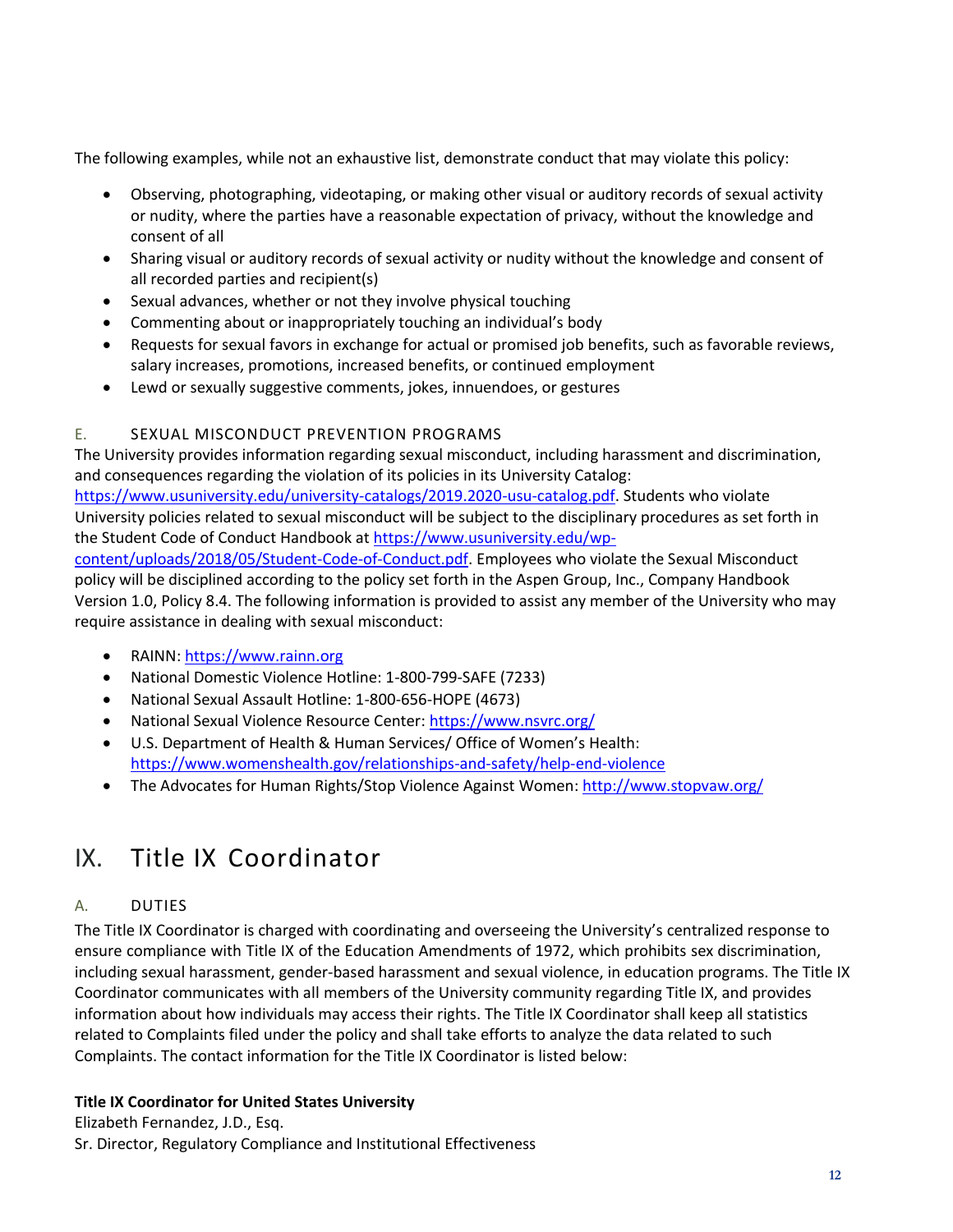The following examples, while not an exhaustive list, demonstrate conduct that may violate this policy:

- Observing, photographing, videotaping, or making other visual or auditory records of sexual activity or nudity, where the parties have a reasonable expectation of privacy, without the knowledge and consent of all
- Sharing visual or auditory records of sexual activity or nudity without the knowledge and consent of all recorded parties and recipient(s)
- Sexual advances, whether or not they involve physical touching
- Commenting about or inappropriately touching an individual's body
- Requests for sexual favors in exchange for actual or promised job benefits, such as favorable reviews, salary increases, promotions, increased benefits, or continued employment
- Lewd or sexually suggestive comments, jokes, innuendoes, or gestures

### E. SEXUAL MISCONDUCT PREVENTION PROGRAMS

The University provides information regarding sexual misconduct, including harassment and discrimination, and consequences regarding the violation of its policies in its University Catalog: https://www.usuniversity.edu/university-catalogs/2019.2020-usu-catalog.pdf. Students who violate University policies related to sexual misconduct will be subject to the disciplinary procedures as set forth in the Student Code of Conduct Handbook at https://www.usuniversity.edu/wp-content/uploads/2018/05/Student-Code-of-Conduct.pdf. Employees who violate the Sexual Misconduct policy will be disciplined according to the policy set forth in the Aspen Group, Inc., Company Handbook Version 1.0, Policy 8.4. The following information is provided to assist any member of the University who may require assistance in dealing with sexual misconduct:

- RAINN: https://www.rainn.org
- National Domestic Violence Hotline: 1-800-799-SAFE (7233)
- National Sexual Assault Hotline: 1-800-656-HOPE (4673)
- National Sexual Violence Resource Center: https://www.nsvrc.org/
- U.S. Department of Health & Human Services/ Office of Women's Health: https://www.womenshealth.gov/relationships-and-safety/help-end-violence
- The Advocates for Human Rights/Stop Violence Against Women: http://www.stopvaw.org/

# IX. Title IX Coordinator

### A. DUTIES

The Title IX Coordinator is charged with coordinating and overseeing the University's centralized response to ensure compliance with Title IX of the Education Amendments of 1972, which prohibits sex discrimination, including sexual harassment, gender-based harassment and sexual violence, in education programs. The Title IX Coordinator communicates with all members of the University community regarding Title IX, and provides information about how individuals may access their rights. The Title IX Coordinator shall keep all statistics related to Complaints filed under the policy and shall take efforts to analyze the data related to such Complaints. The contact information for the Title IX Coordinator is listed below:

**Title IX Coordinator for United States University**
Elizabeth Fernandez, J.D., Esq.
Sr. Director, Regulatory Compliance and Institutional Effectiveness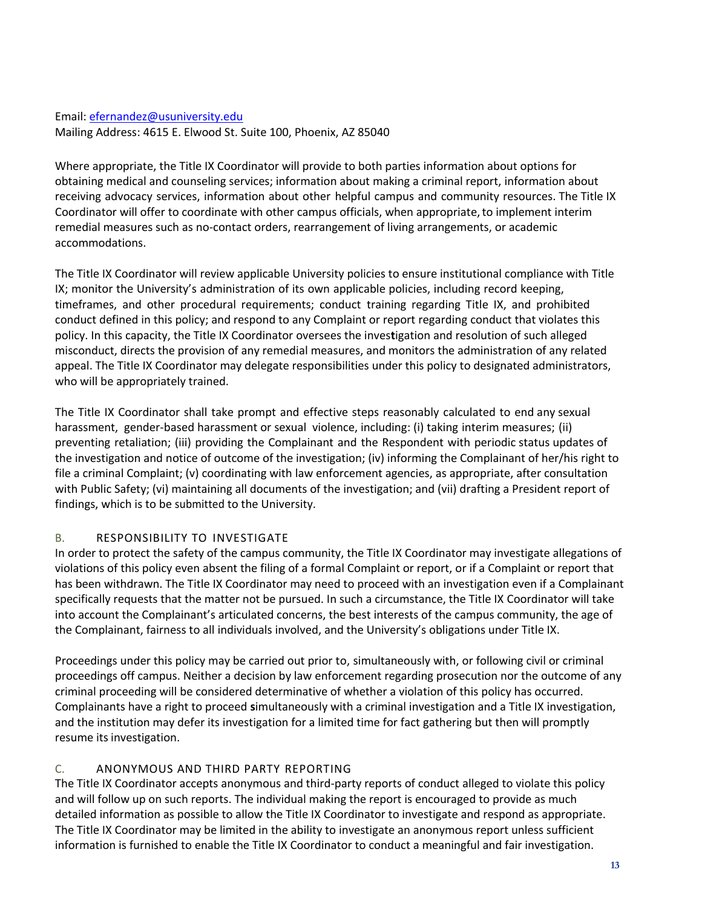Email: efernandez@usuniversity.edu
Mailing Address: 4615 E. Elwood St. Suite 100, Phoenix, AZ 85040

Where appropriate, the Title IX Coordinator will provide to both parties information about options for obtaining medical and counseling services; information about making a criminal report, information about receiving advocacy services, information about other helpful campus and community resources. The Title IX Coordinator will offer to coordinate with other campus officials, when appropriate, to implement interim remedial measures such as no-contact orders, rearrangement of living arrangements, or academic accommodations.

The Title IX Coordinator will review applicable University policies to ensure institutional compliance with Title IX; monitor the University's administration of its own applicable policies, including record keeping, timeframes, and other procedural requirements; conduct training regarding Title IX, and prohibited conduct defined in this policy; and respond to any Complaint or report regarding conduct that violates this policy. In this capacity, the Title IX Coordinator oversees the investigation and resolution of such alleged misconduct, directs the provision of any remedial measures, and monitors the administration of any related appeal. The Title IX Coordinator may delegate responsibilities under this policy to designated administrators, who will be appropriately trained.

The Title IX Coordinator shall take prompt and effective steps reasonably calculated to end any sexual harassment, gender-based harassment or sexual violence, including: (i) taking interim measures; (ii) preventing retaliation; (iii) providing the Complainant and the Respondent with periodic status updates of the investigation and notice of outcome of the investigation; (iv) informing the Complainant of her/his right to file a criminal Complaint; (v) coordinating with law enforcement agencies, as appropriate, after consultation with Public Safety; (vi) maintaining all documents of the investigation; and (vii) drafting a President report of findings, which is to be submitted to the University.

### B. RESPONSIBILITY TO INVESTIGATE

In order to protect the safety of the campus community, the Title IX Coordinator may investigate allegations of violations of this policy even absent the filing of a formal Complaint or report, or if a Complaint or report that has been withdrawn. The Title IX Coordinator may need to proceed with an investigation even if a Complainant specifically requests that the matter not be pursued. In such a circumstance, the Title IX Coordinator will take into account the Complainant's articulated concerns, the best interests of the campus community, the age of the Complainant, fairness to all individuals involved, and the University's obligations under Title IX.

Proceedings under this policy may be carried out prior to, simultaneously with, or following civil or criminal proceedings off campus. Neither a decision by law enforcement regarding prosecution nor the outcome of any criminal proceeding will be considered determinative of whether a violation of this policy has occurred. Complainants have a right to proceed simultaneously with a criminal investigation and a Title IX investigation, and the institution may defer its investigation for a limited time for fact gathering but then will promptly resume its investigation.

### C. ANONYMOUS AND THIRD PARTY REPORTING

The Title IX Coordinator accepts anonymous and third-party reports of conduct alleged to violate this policy and will follow up on such reports. The individual making the report is encouraged to provide as much detailed information as possible to allow the Title IX Coordinator to investigate and respond as appropriate. The Title IX Coordinator may be limited in the ability to investigate an anonymous report unless sufficient information is furnished to enable the Title IX Coordinator to conduct a meaningful and fair investigation.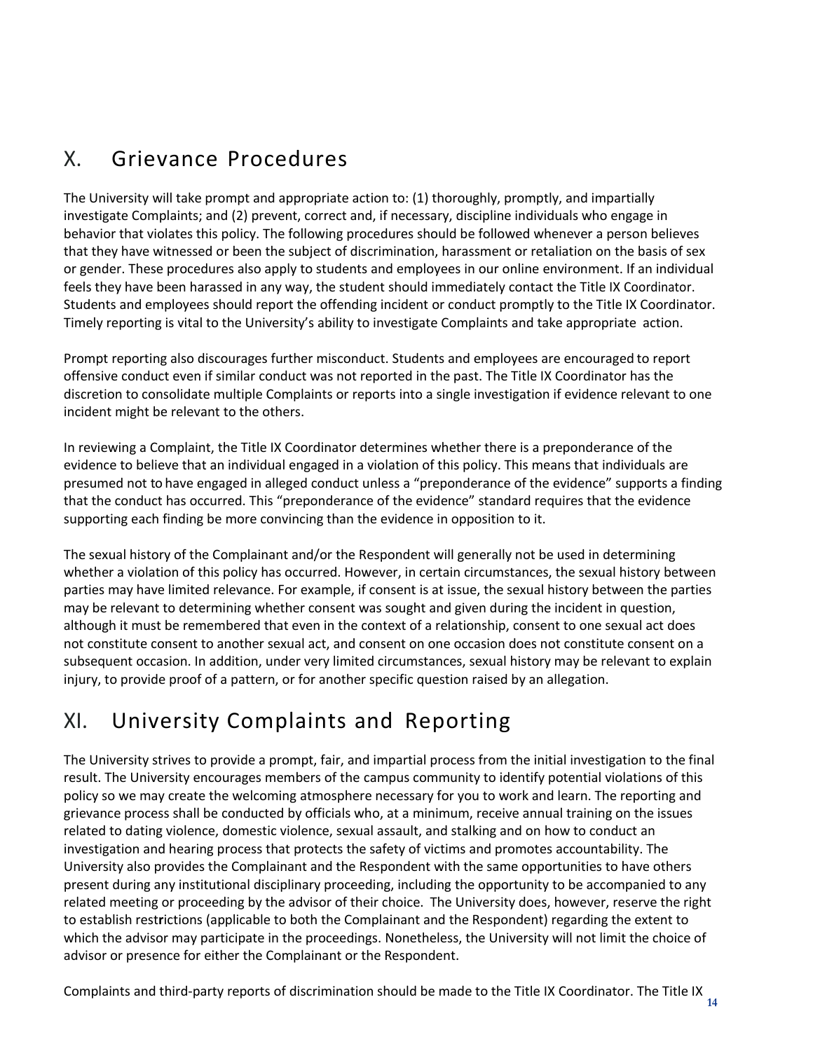## X. Grievance Procedures

The University will take prompt and appropriate action to: (1) thoroughly, promptly, and impartially investigate Complaints; and (2) prevent, correct and, if necessary, discipline individuals who engage in behavior that violates this policy. The following procedures should be followed whenever a person believes that they have witnessed or been the subject of discrimination, harassment or retaliation on the basis of sex or gender. These procedures also apply to students and employees in our online environment. If an individual feels they have been harassed in any way, the student should immediately contact the Title IX Coordinator. Students and employees should report the offending incident or conduct promptly to the Title IX Coordinator. Timely reporting is vital to the University's ability to investigate Complaints and take appropriate action.

Prompt reporting also discourages further misconduct. Students and employees are encouraged to report offensive conduct even if similar conduct was not reported in the past. The Title IX Coordinator has the discretion to consolidate multiple Complaints or reports into a single investigation if evidence relevant to one incident might be relevant to the others.

In reviewing a Complaint, the Title IX Coordinator determines whether there is a preponderance of the evidence to believe that an individual engaged in a violation of this policy. This means that individuals are presumed not to have engaged in alleged conduct unless a "preponderance of the evidence" supports a finding that the conduct has occurred. This "preponderance of the evidence" standard requires that the evidence supporting each finding be more convincing than the evidence in opposition to it.

The sexual history of the Complainant and/or the Respondent will generally not be used in determining whether a violation of this policy has occurred. However, in certain circumstances, the sexual history between parties may have limited relevance. For example, if consent is at issue, the sexual history between the parties may be relevant to determining whether consent was sought and given during the incident in question, although it must be remembered that even in the context of a relationship, consent to one sexual act does not constitute consent to another sexual act, and consent on one occasion does not constitute consent on a subsequent occasion. In addition, under very limited circumstances, sexual history may be relevant to explain injury, to provide proof of a pattern, or for another specific question raised by an allegation.

## XI. University Complaints and Reporting

The University strives to provide a prompt, fair, and impartial process from the initial investigation to the final result. The University encourages members of the campus community to identify potential violations of this policy so we may create the welcoming atmosphere necessary for you to work and learn. The reporting and grievance process shall be conducted by officials who, at a minimum, receive annual training on the issues related to dating violence, domestic violence, sexual assault, and stalking and on how to conduct an investigation and hearing process that protects the safety of victims and promotes accountability. The University also provides the Complainant and the Respondent with the same opportunities to have others present during any institutional disciplinary proceeding, including the opportunity to be accompanied to any related meeting or proceeding by the advisor of their choice. The University does, however, reserve the right to establish restrictions (applicable to both the Complainant and the Respondent) regarding the extent to which the advisor may participate in the proceedings. Nonetheless, the University will not limit the choice of advisor or presence for either the Complainant or the Respondent.

Complaints and third-party reports of discrimination should be made to the Title IX Coordinator. The Title IX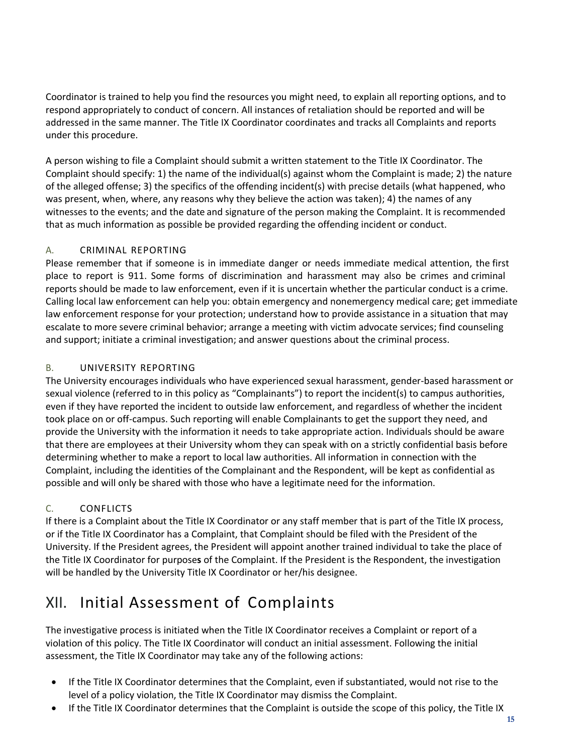Coordinator is trained to help you find the resources you might need, to explain all reporting options, and to respond appropriately to conduct of concern. All instances of retaliation should be reported and will be addressed in the same manner. The Title IX Coordinator coordinates and tracks all Complaints and reports under this procedure.

A person wishing to file a Complaint should submit a written statement to the Title IX Coordinator. The Complaint should specify: 1) the name of the individual(s) against whom the Complaint is made; 2) the nature of the alleged offense; 3) the specifics of the offending incident(s) with precise details (what happened, who was present, when, where, any reasons why they believe the action was taken); 4) the names of any witnesses to the events; and the date and signature of the person making the Complaint. It is recommended that as much information as possible be provided regarding the offending incident or conduct.

### A. CRIMINAL REPORTING

Please remember that if someone is in immediate danger or needs immediate medical attention, the first place to report is 911. Some forms of discrimination and harassment may also be crimes and criminal reports should be made to law enforcement, even if it is uncertain whether the particular conduct is a crime. Calling local law enforcement can help you: obtain emergency and nonemergency medical care; get immediate law enforcement response for your protection; understand how to provide assistance in a situation that may escalate to more severe criminal behavior; arrange a meeting with victim advocate services; find counseling and support; initiate a criminal investigation; and answer questions about the criminal process.

### B. UNIVERSITY REPORTING

The University encourages individuals who have experienced sexual harassment, gender-based harassment or sexual violence (referred to in this policy as "Complainants") to report the incident(s) to campus authorities, even if they have reported the incident to outside law enforcement, and regardless of whether the incident took place on or off-campus. Such reporting will enable Complainants to get the support they need, and provide the University with the information it needs to take appropriate action. Individuals should be aware that there are employees at their University whom they can speak with on a strictly confidential basis before determining whether to make a report to local law authorities. All information in connection with the Complaint, including the identities of the Complainant and the Respondent, will be kept as confidential as possible and will only be shared with those who have a legitimate need for the information.

### C. CONFLICTS

If there is a Complaint about the Title IX Coordinator or any staff member that is part of the Title IX process, or if the Title IX Coordinator has a Complaint, that Complaint should be filed with the President of the University. If the President agrees, the President will appoint another trained individual to take the place of the Title IX Coordinator for purposes of the Complaint. If the President is the Respondent, the investigation will be handled by the University Title IX Coordinator or her/his designee.

## XII. Initial Assessment of Complaints

The investigative process is initiated when the Title IX Coordinator receives a Complaint or report of a violation of this policy. The Title IX Coordinator will conduct an initial assessment. Following the initial assessment, the Title IX Coordinator may take any of the following actions:

- If the Title IX Coordinator determines that the Complaint, even if substantiated, would not rise to the level of a policy violation, the Title IX Coordinator may dismiss the Complaint.
- If the Title IX Coordinator determines that the Complaint is outside the scope of this policy, the Title IX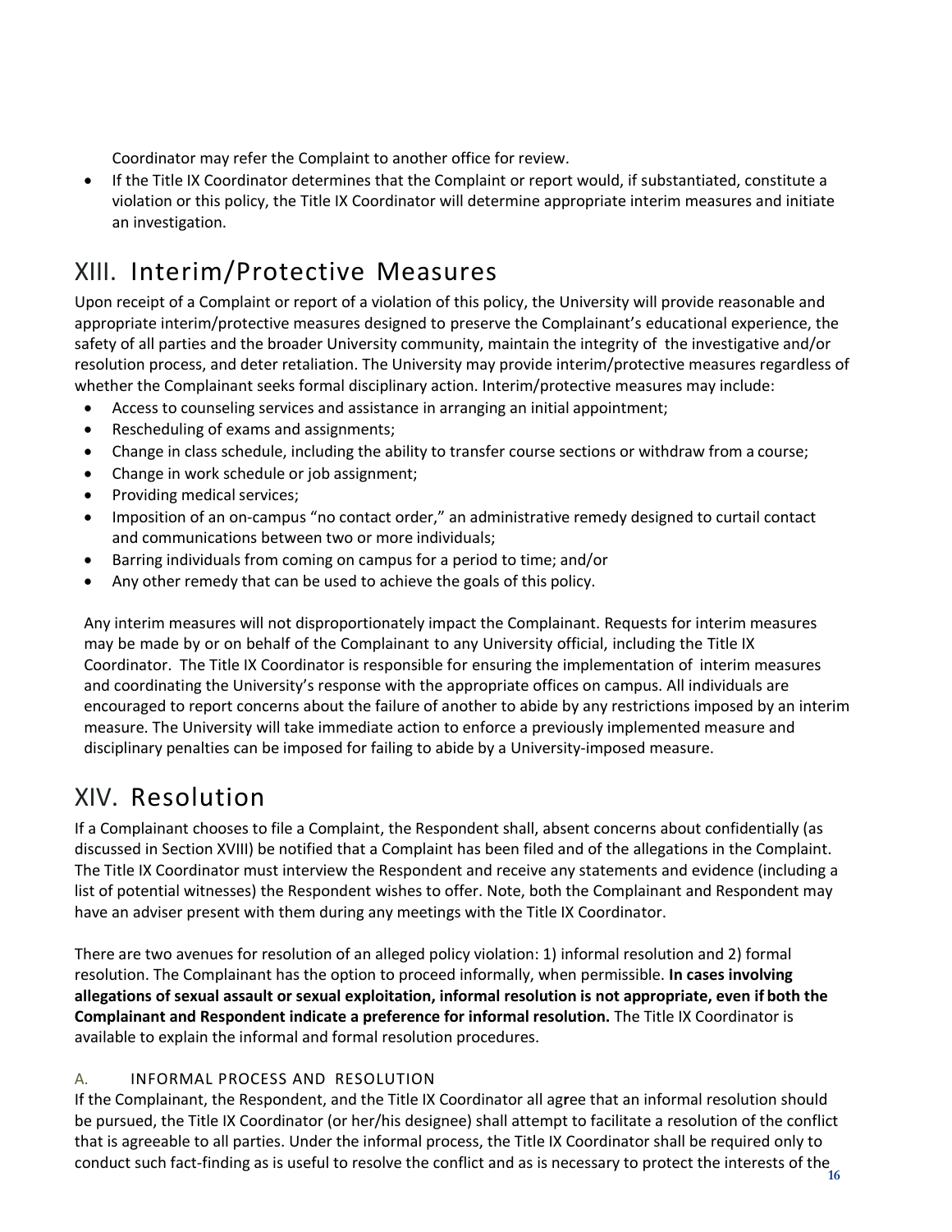Coordinator may refer the Complaint to another office for review.

- If the Title IX Coordinator determines that the Complaint or report would, if substantiated, constitute a violation or this policy, the Title IX Coordinator will determine appropriate interim measures and initiate an investigation.

# XIII. Interim/Protective Measures

Upon receipt of a Complaint or report of a violation of this policy, the University will provide reasonable and appropriate interim/protective measures designed to preserve the Complainant's educational experience, the safety of all parties and the broader University community, maintain the integrity of the investigative and/or resolution process, and deter retaliation. The University may provide interim/protective measures regardless of whether the Complainant seeks formal disciplinary action. Interim/protective measures may include:

- Access to counseling services and assistance in arranging an initial appointment;
- Rescheduling of exams and assignments;
- Change in class schedule, including the ability to transfer course sections or withdraw from a course;
- Change in work schedule or job assignment;
- Providing medical services;
- Imposition of an on-campus "no contact order," an administrative remedy designed to curtail contact and communications between two or more individuals;
- Barring individuals from coming on campus for a period to time; and/or
- Any other remedy that can be used to achieve the goals of this policy.

Any interim measures will not disproportionately impact the Complainant. Requests for interim measures may be made by or on behalf of the Complainant to any University official, including the Title IX Coordinator. The Title IX Coordinator is responsible for ensuring the implementation of interim measures and coordinating the University's response with the appropriate offices on campus. All individuals are encouraged to report concerns about the failure of another to abide by any restrictions imposed by an interim measure. The University will take immediate action to enforce a previously implemented measure and disciplinary penalties can be imposed for failing to abide by a University-imposed measure.

# XIV. Resolution

If a Complainant chooses to file a Complaint, the Respondent shall, absent concerns about confidentially (as discussed in Section XVIII) be notified that a Complaint has been filed and of the allegations in the Complaint. The Title IX Coordinator must interview the Respondent and receive any statements and evidence (including a list of potential witnesses) the Respondent wishes to offer. Note, both the Complainant and Respondent may have an adviser present with them during any meetings with the Title IX Coordinator.

There are two avenues for resolution of an alleged policy violation: 1) informal resolution and 2) formal resolution. The Complainant has the option to proceed informally, when permissible. **In cases involving allegations of sexual assault or sexual exploitation, informal resolution is not appropriate, even if both the Complainant and Respondent indicate a preference for informal resolution.** The Title IX Coordinator is available to explain the informal and formal resolution procedures.

## A. INFORMAL PROCESS AND RESOLUTION

If the Complainant, the Respondent, and the Title IX Coordinator all agree that an informal resolution should be pursued, the Title IX Coordinator (or her/his designee) shall attempt to facilitate a resolution of the conflict that is agreeable to all parties. Under the informal process, the Title IX Coordinator shall be required only to conduct such fact-finding as is useful to resolve the conflict and as is necessary to protect the interests of the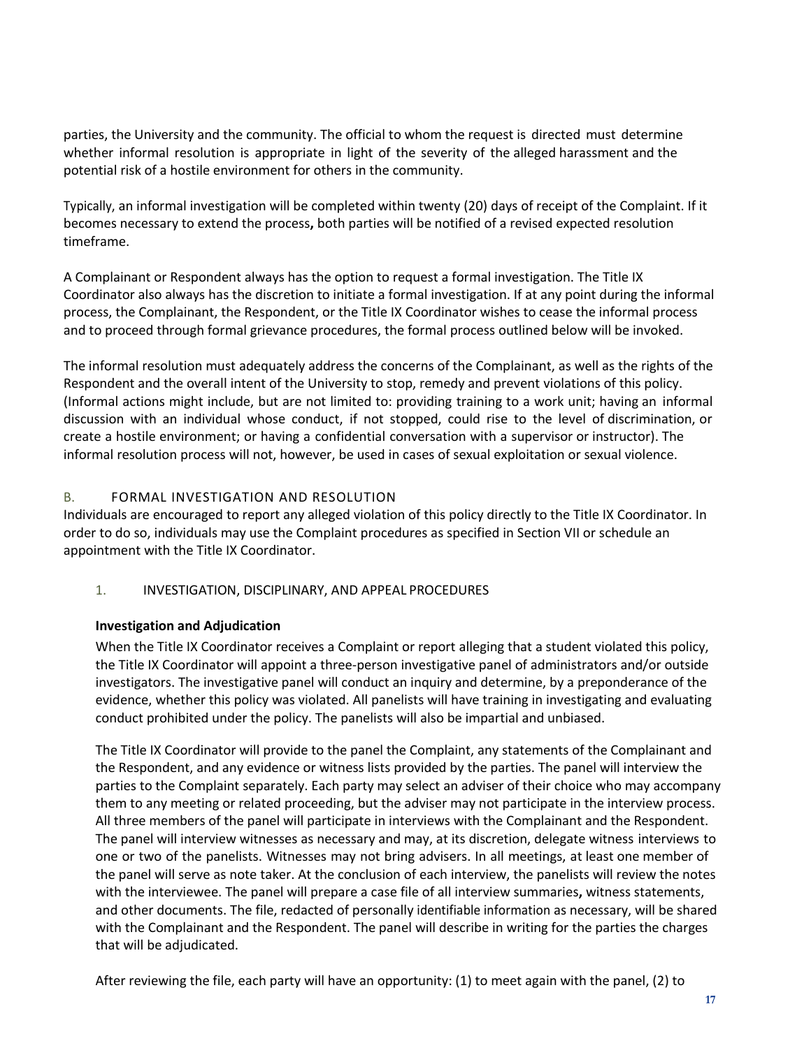parties, the University and the community. The official to whom the request is directed must determine whether informal resolution is appropriate in light of the severity of the alleged harassment and the potential risk of a hostile environment for others in the community.

Typically, an informal investigation will be completed within twenty (20) days of receipt of the Complaint. If it becomes necessary to extend the process**,** both parties will be notified of a revised expected resolution timeframe.

A Complainant or Respondent always has the option to request a formal investigation. The Title IX Coordinator also always has the discretion to initiate a formal investigation. If at any point during the informal process, the Complainant, the Respondent, or the Title IX Coordinator wishes to cease the informal process and to proceed through formal grievance procedures, the formal process outlined below will be invoked.

The informal resolution must adequately address the concerns of the Complainant, as well as the rights of the Respondent and the overall intent of the University to stop, remedy and prevent violations of this policy. (Informal actions might include, but are not limited to: providing training to a work unit; having an informal discussion with an individual whose conduct, if not stopped, could rise to the level of discrimination, or create a hostile environment; or having a confidential conversation with a supervisor or instructor). The informal resolution process will not, however, be used in cases of sexual exploitation or sexual violence.

## B. FORMAL INVESTIGATION AND RESOLUTION

Individuals are encouraged to report any alleged violation of this policy directly to the Title IX Coordinator. In order to do so, individuals may use the Complaint procedures as specified in Section VII or schedule an appointment with the Title IX Coordinator.

### 1. INVESTIGATION, DISCIPLINARY, AND APPEAL PROCEDURES

**Investigation and Adjudication**

When the Title IX Coordinator receives a Complaint or report alleging that a student violated this policy, the Title IX Coordinator will appoint a three-person investigative panel of administrators and/or outside investigators. The investigative panel will conduct an inquiry and determine, by a preponderance of the evidence, whether this policy was violated. All panelists will have training in investigating and evaluating conduct prohibited under the policy. The panelists will also be impartial and unbiased.

The Title IX Coordinator will provide to the panel the Complaint, any statements of the Complainant and the Respondent, and any evidence or witness lists provided by the parties. The panel will interview the parties to the Complaint separately. Each party may select an adviser of their choice who may accompany them to any meeting or related proceeding, but the adviser may not participate in the interview process. All three members of the panel will participate in interviews with the Complainant and the Respondent. The panel will interview witnesses as necessary and may, at its discretion, delegate witness interviews to one or two of the panelists. Witnesses may not bring advisers. In all meetings, at least one member of the panel will serve as note taker. At the conclusion of each interview, the panelists will review the notes with the interviewee. The panel will prepare a case file of all interview summaries**,** witness statements, and other documents. The file, redacted of personally identifiable information as necessary, will be shared with the Complainant and the Respondent. The panel will describe in writing for the parties the charges that will be adjudicated.

After reviewing the file, each party will have an opportunity: (1) to meet again with the panel, (2) to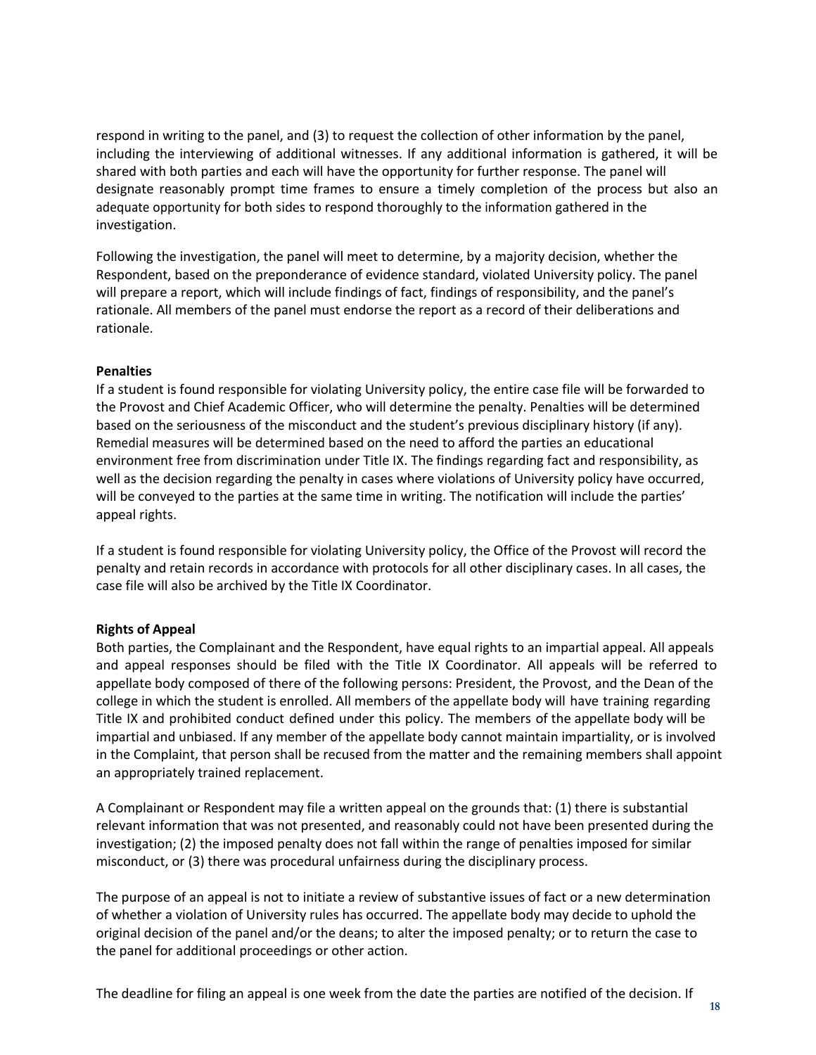respond in writing to the panel, and (3) to request the collection of other information by the panel, including the interviewing of additional witnesses. If any additional information is gathered, it will be shared with both parties and each will have the opportunity for further response. The panel will designate reasonably prompt time frames to ensure a timely completion of the process but also an adequate opportunity for both sides to respond thoroughly to the information gathered in the investigation.

Following the investigation, the panel will meet to determine, by a majority decision, whether the Respondent, based on the preponderance of evidence standard, violated University policy. The panel will prepare a report, which will include findings of fact, findings of responsibility, and the panel's rationale. All members of the panel must endorse the report as a record of their deliberations and rationale.

**Penalties**

If a student is found responsible for violating University policy, the entire case file will be forwarded to the Provost and Chief Academic Officer, who will determine the penalty. Penalties will be determined based on the seriousness of the misconduct and the student's previous disciplinary history (if any). Remedial measures will be determined based on the need to afford the parties an educational environment free from discrimination under Title IX. The findings regarding fact and responsibility, as well as the decision regarding the penalty in cases where violations of University policy have occurred, will be conveyed to the parties at the same time in writing. The notification will include the parties' appeal rights.

If a student is found responsible for violating University policy, the Office of the Provost will record the penalty and retain records in accordance with protocols for all other disciplinary cases. In all cases, the case file will also be archived by the Title IX Coordinator.

**Rights of Appeal**

Both parties, the Complainant and the Respondent, have equal rights to an impartial appeal. All appeals and appeal responses should be filed with the Title IX Coordinator. All appeals will be referred to appellate body composed of there of the following persons: President, the Provost, and the Dean of the college in which the student is enrolled. All members of the appellate body will have training regarding Title IX and prohibited conduct defined under this policy. The members of the appellate body will be impartial and unbiased. If any member of the appellate body cannot maintain impartiality, or is involved in the Complaint, that person shall be recused from the matter and the remaining members shall appoint an appropriately trained replacement.

A Complainant or Respondent may file a written appeal on the grounds that: (1) there is substantial relevant information that was not presented, and reasonably could not have been presented during the investigation; (2) the imposed penalty does not fall within the range of penalties imposed for similar misconduct, or (3) there was procedural unfairness during the disciplinary process.

The purpose of an appeal is not to initiate a review of substantive issues of fact or a new determination of whether a violation of University rules has occurred. The appellate body may decide to uphold the original decision of the panel and/or the deans; to alter the imposed penalty; or to return the case to the panel for additional proceedings or other action.

The deadline for filing an appeal is one week from the date the parties are notified of the decision. If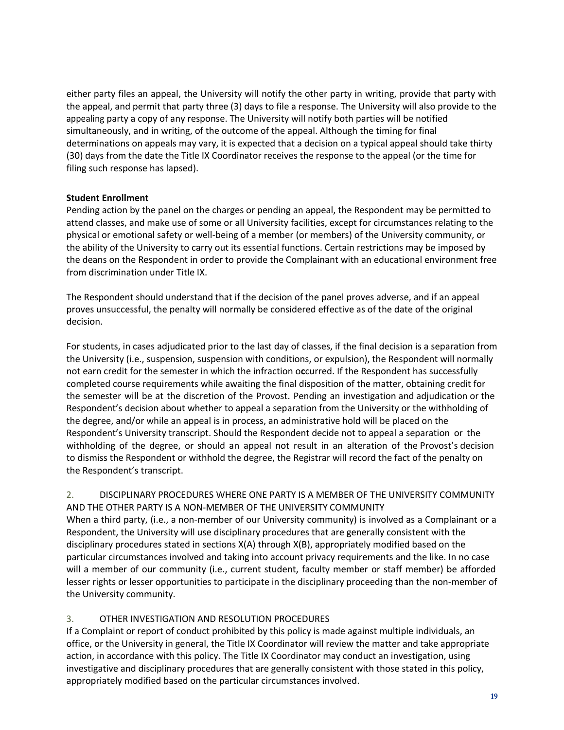either party files an appeal, the University will notify the other party in writing, provide that party with the appeal, and permit that party three (3) days to file a response. The University will also provide to the appealing party a copy of any response. The University will notify both parties will be notified simultaneously, and in writing, of the outcome of the appeal. Although the timing for final determinations on appeals may vary, it is expected that a decision on a typical appeal should take thirty (30) days from the date the Title IX Coordinator receives the response to the appeal (or the time for filing such response has lapsed).

**Student Enrollment**

Pending action by the panel on the charges or pending an appeal, the Respondent may be permitted to attend classes, and make use of some or all University facilities, except for circumstances relating to the physical or emotional safety or well-being of a member (or members) of the University community, or the ability of the University to carry out its essential functions. Certain restrictions may be imposed by the deans on the Respondent in order to provide the Complainant with an educational environment free from discrimination under Title IX.

The Respondent should understand that if the decision of the panel proves adverse, and if an appeal proves unsuccessful, the penalty will normally be considered effective as of the date of the original decision.

For students, in cases adjudicated prior to the last day of classes, if the final decision is a separation from the University (i.e., suspension, suspension with conditions, or expulsion), the Respondent will normally not earn credit for the semester in which the infraction occurred. If the Respondent has successfully completed course requirements while awaiting the final disposition of the matter, obtaining credit for the semester will be at the discretion of the Provost. Pending an investigation and adjudication or the Respondent's decision about whether to appeal a separation from the University or the withholding of the degree, and/or while an appeal is in process, an administrative hold will be placed on the Respondent's University transcript. Should the Respondent decide not to appeal a separation or the withholding of the degree, or should an appeal not result in an alteration of the Provost's decision to dismiss the Respondent or withhold the degree, the Registrar will record the fact of the penalty on the Respondent's transcript.

## 2. DISCIPLINARY PROCEDURES WHERE ONE PARTY IS A MEMBER OF THE UNIVERSITY COMMUNITY AND THE OTHER PARTY IS A NON-MEMBER OF THE UNIVERSITY COMMUNITY

When a third party, (i.e., a non-member of our University community) is involved as a Complainant or a Respondent, the University will use disciplinary procedures that are generally consistent with the disciplinary procedures stated in sections X(A) through X(B), appropriately modified based on the particular circumstances involved and taking into account privacy requirements and the like. In no case will a member of our community (i.e., current student, faculty member or staff member) be afforded lesser rights or lesser opportunities to participate in the disciplinary proceeding than the non-member of the University community.

## 3. OTHER INVESTIGATION AND RESOLUTION PROCEDURES

If a Complaint or report of conduct prohibited by this policy is made against multiple individuals, an office, or the University in general, the Title IX Coordinator will review the matter and take appropriate action, in accordance with this policy. The Title IX Coordinator may conduct an investigation, using investigative and disciplinary procedures that are generally consistent with those stated in this policy, appropriately modified based on the particular circumstances involved.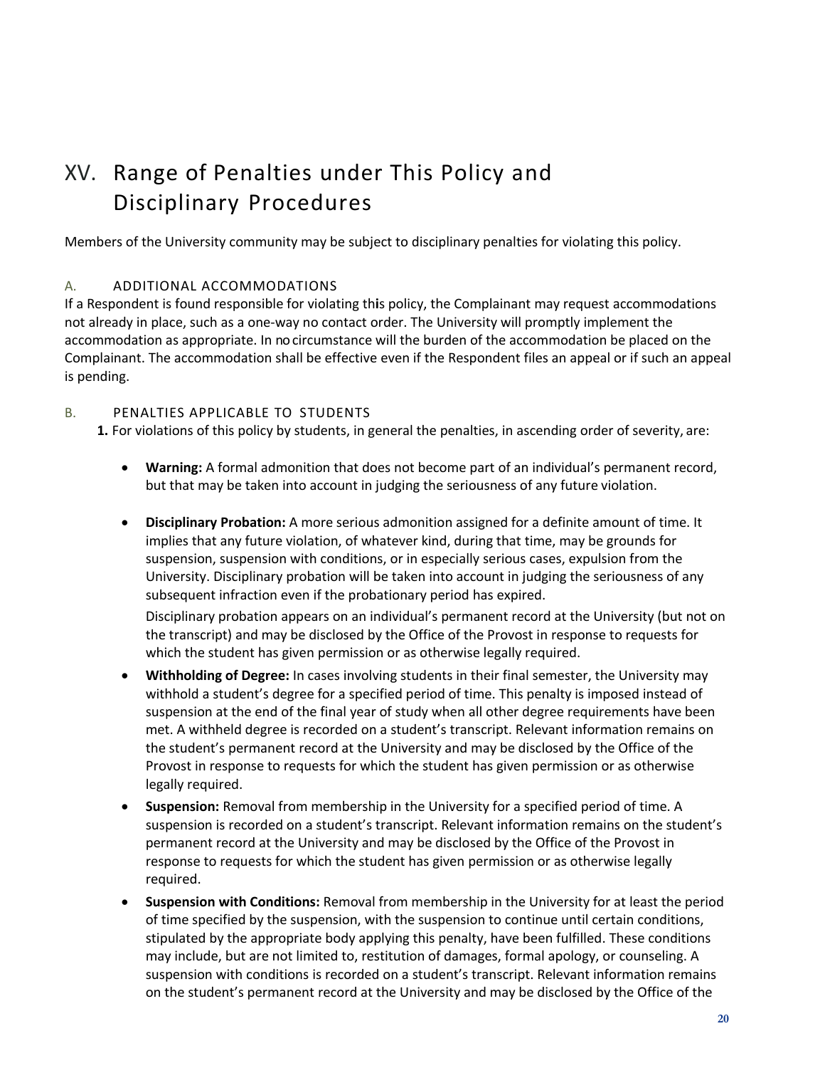# XV. Range of Penalties under This Policy and Disciplinary Procedures

Members of the University community may be subject to disciplinary penalties for violating this policy.

### A. ADDITIONAL ACCOMMODATIONS

If a Respondent is found responsible for violating this policy, the Complainant may request accommodations not already in place, such as a one-way no contact order. The University will promptly implement the accommodation as appropriate. In no circumstance will the burden of the accommodation be placed on the Complainant. The accommodation shall be effective even if the Respondent files an appeal or if such an appeal is pending.

### B. PENALTIES APPLICABLE TO STUDENTS

**1.** For violations of this policy by students, in general the penalties, in ascending order of severity, are:

- **Warning:** A formal admonition that does not become part of an individual's permanent record, but that may be taken into account in judging the seriousness of any future violation.
- **Disciplinary Probation:** A more serious admonition assigned for a definite amount of time. It implies that any future violation, of whatever kind, during that time, may be grounds for suspension, suspension with conditions, or in especially serious cases, expulsion from the University. Disciplinary probation will be taken into account in judging the seriousness of any subsequent infraction even if the probationary period has expired.

  Disciplinary probation appears on an individual's permanent record at the University (but not on the transcript) and may be disclosed by the Office of the Provost in response to requests for which the student has given permission or as otherwise legally required.
- **Withholding of Degree:** In cases involving students in their final semester, the University may withhold a student's degree for a specified period of time. This penalty is imposed instead of suspension at the end of the final year of study when all other degree requirements have been met. A withheld degree is recorded on a student's transcript. Relevant information remains on the student's permanent record at the University and may be disclosed by the Office of the Provost in response to requests for which the student has given permission or as otherwise legally required.
- **Suspension:** Removal from membership in the University for a specified period of time. A suspension is recorded on a student's transcript. Relevant information remains on the student's permanent record at the University and may be disclosed by the Office of the Provost in response to requests for which the student has given permission or as otherwise legally required.
- **Suspension with Conditions:** Removal from membership in the University for at least the period of time specified by the suspension, with the suspension to continue until certain conditions, stipulated by the appropriate body applying this penalty, have been fulfilled. These conditions may include, but are not limited to, restitution of damages, formal apology, or counseling. A suspension with conditions is recorded on a student's transcript. Relevant information remains on the student's permanent record at the University and may be disclosed by the Office of the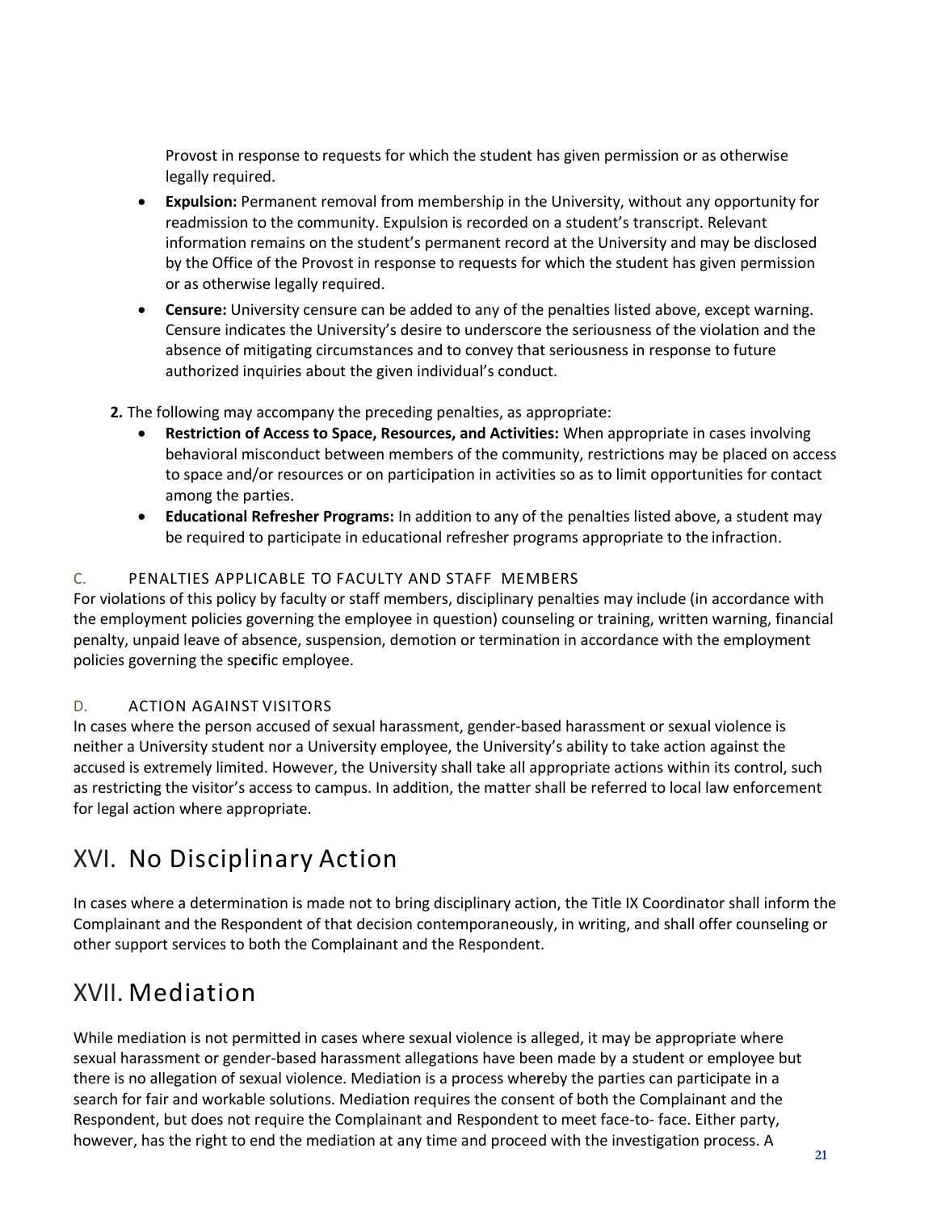Provost in response to requests for which the student has given permission or as otherwise legally required.

- **Expulsion:** Permanent removal from membership in the University, without any opportunity for readmission to the community. Expulsion is recorded on a student's transcript. Relevant information remains on the student's permanent record at the University and may be disclosed by the Office of the Provost in response to requests for which the student has given permission or as otherwise legally required.
- **Censure:** University censure can be added to any of the penalties listed above, except warning. Censure indicates the University's desire to underscore the seriousness of the violation and the absence of mitigating circumstances and to convey that seriousness in response to future authorized inquiries about the given individual's conduct.

**2.** The following may accompany the preceding penalties, as appropriate:

- **Restriction of Access to Space, Resources, and Activities:** When appropriate in cases involving behavioral misconduct between members of the community, restrictions may be placed on access to space and/or resources or on participation in activities so as to limit opportunities for contact among the parties.
- **Educational Refresher Programs:** In addition to any of the penalties listed above, a student may be required to participate in educational refresher programs appropriate to the infraction.

### C. PENALTIES APPLICABLE TO FACULTY AND STAFF MEMBERS

For violations of this policy by faculty or staff members, disciplinary penalties may include (in accordance with the employment policies governing the employee in question) counseling or training, written warning, financial penalty, unpaid leave of absence, suspension, demotion or termination in accordance with the employment policies governing the specific employee.

### D. ACTION AGAINST VISITORS

In cases where the person accused of sexual harassment, gender-based harassment or sexual violence is neither a University student nor a University employee, the University's ability to take action against the accused is extremely limited. However, the University shall take all appropriate actions within its control, such as restricting the visitor's access to campus. In addition, the matter shall be referred to local law enforcement for legal action where appropriate.

## XVI. No Disciplinary Action

In cases where a determination is made not to bring disciplinary action, the Title IX Coordinator shall inform the Complainant and the Respondent of that decision contemporaneously, in writing, and shall offer counseling or other support services to both the Complainant and the Respondent.

## XVII. Mediation

While mediation is not permitted in cases where sexual violence is alleged, it may be appropriate where sexual harassment or gender-based harassment allegations have been made by a student or employee but there is no allegation of sexual violence. Mediation is a process whereby the parties can participate in a search for fair and workable solutions. Mediation requires the consent of both the Complainant and the Respondent, but does not require the Complainant and Respondent to meet face-to- face. Either party, however, has the right to end the mediation at any time and proceed with the investigation process. A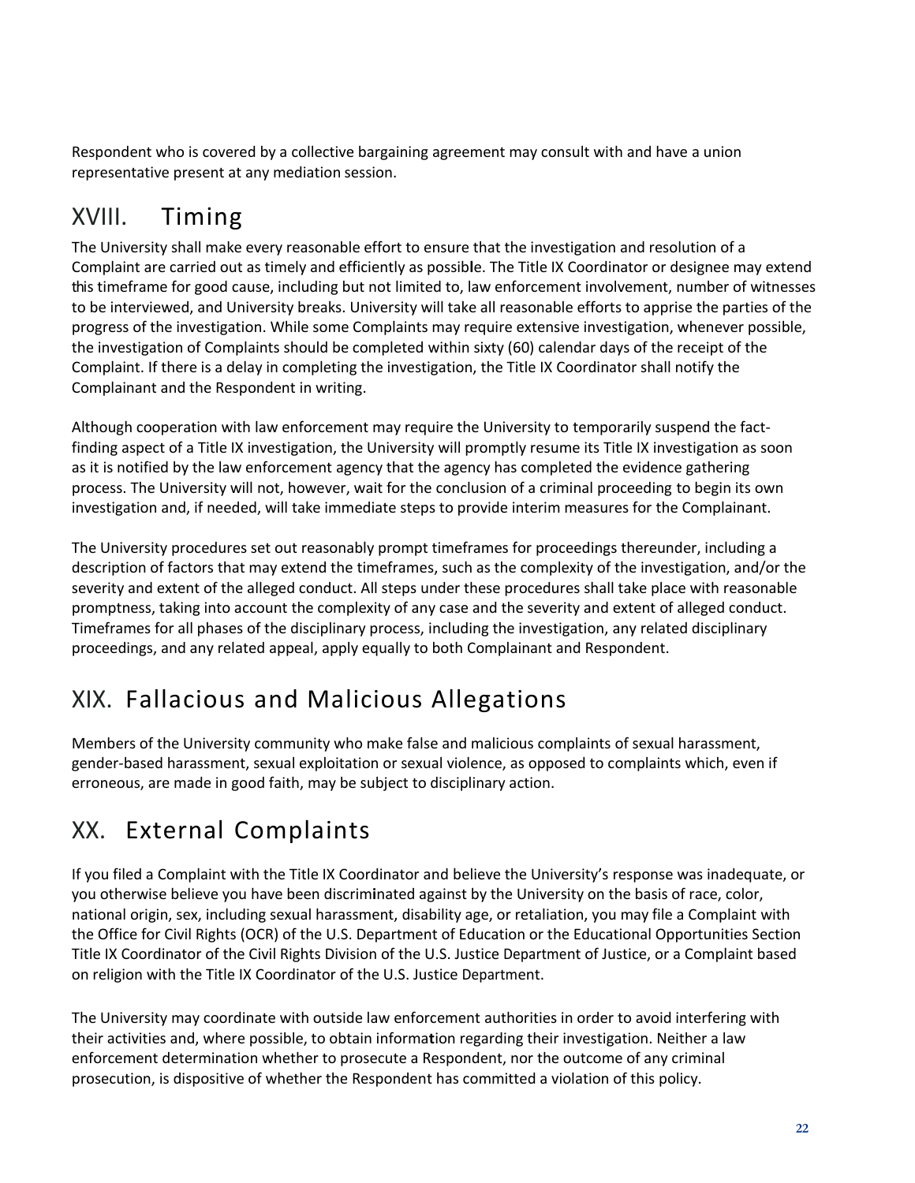Respondent who is covered by a collective bargaining agreement may consult with and have a union representative present at any mediation session.

## XVIII. Timing

The University shall make every reasonable effort to ensure that the investigation and resolution of a Complaint are carried out as timely and efficiently as possible. The Title IX Coordinator or designee may extend this timeframe for good cause, including but not limited to, law enforcement involvement, number of witnesses to be interviewed, and University breaks. University will take all reasonable efforts to apprise the parties of the progress of the investigation. While some Complaints may require extensive investigation, whenever possible, the investigation of Complaints should be completed within sixty (60) calendar days of the receipt of the Complaint. If there is a delay in completing the investigation, the Title IX Coordinator shall notify the Complainant and the Respondent in writing.

Although cooperation with law enforcement may require the University to temporarily suspend the fact-finding aspect of a Title IX investigation, the University will promptly resume its Title IX investigation as soon as it is notified by the law enforcement agency that the agency has completed the evidence gathering process. The University will not, however, wait for the conclusion of a criminal proceeding to begin its own investigation and, if needed, will take immediate steps to provide interim measures for the Complainant.

The University procedures set out reasonably prompt timeframes for proceedings thereunder, including a description of factors that may extend the timeframes, such as the complexity of the investigation, and/or the severity and extent of the alleged conduct. All steps under these procedures shall take place with reasonable promptness, taking into account the complexity of any case and the severity and extent of alleged conduct. Timeframes for all phases of the disciplinary process, including the investigation, any related disciplinary proceedings, and any related appeal, apply equally to both Complainant and Respondent.

## XIX. Fallacious and Malicious Allegations

Members of the University community who make false and malicious complaints of sexual harassment, gender-based harassment, sexual exploitation or sexual violence, as opposed to complaints which, even if erroneous, are made in good faith, may be subject to disciplinary action.

## XX. External Complaints

If you filed a Complaint with the Title IX Coordinator and believe the University's response was inadequate, or you otherwise believe you have been discriminated against by the University on the basis of race, color, national origin, sex, including sexual harassment, disability age, or retaliation, you may file a Complaint with the Office for Civil Rights (OCR) of the U.S. Department of Education or the Educational Opportunities Section Title IX Coordinator of the Civil Rights Division of the U.S. Justice Department of Justice, or a Complaint based on religion with the Title IX Coordinator of the U.S. Justice Department.

The University may coordinate with outside law enforcement authorities in order to avoid interfering with their activities and, where possible, to obtain information regarding their investigation. Neither a law enforcement determination whether to prosecute a Respondent, nor the outcome of any criminal prosecution, is dispositive of whether the Respondent has committed a violation of this policy.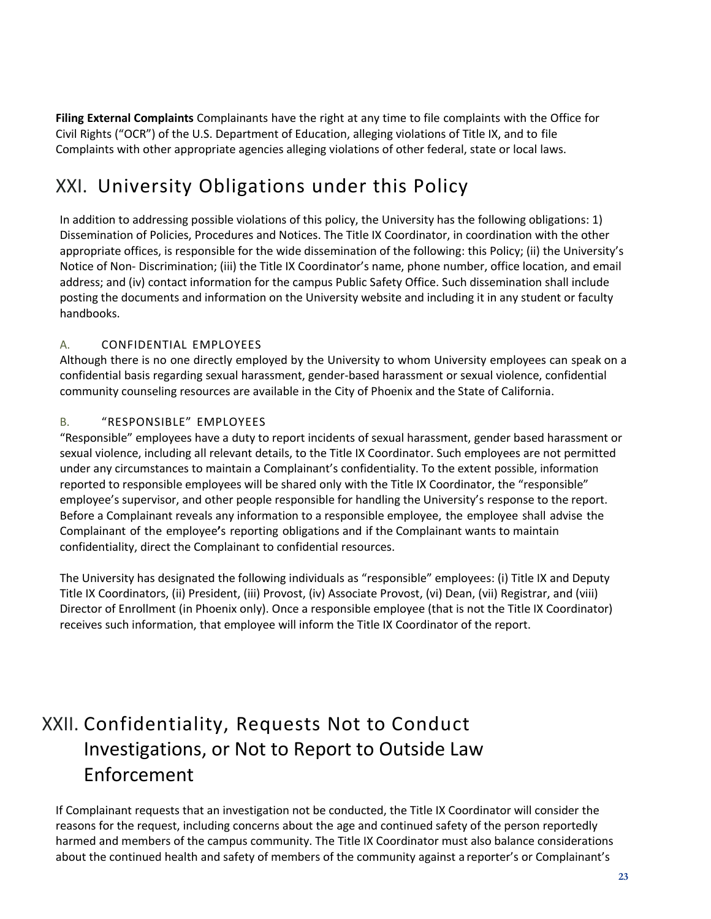**Filing External Complaints** Complainants have the right at any time to file complaints with the Office for Civil Rights ("OCR") of the U.S. Department of Education, alleging violations of Title IX, and to file Complaints with other appropriate agencies alleging violations of other federal, state or local laws.

# XXI. University Obligations under this Policy

In addition to addressing possible violations of this policy, the University has the following obligations: 1) Dissemination of Policies, Procedures and Notices. The Title IX Coordinator, in coordination with the other appropriate offices, is responsible for the wide dissemination of the following: this Policy; (ii) the University's Notice of Non- Discrimination; (iii) the Title IX Coordinator's name, phone number, office location, and email address; and (iv) contact information for the campus Public Safety Office. Such dissemination shall include posting the documents and information on the University website and including it in any student or faculty handbooks.

## A. CONFIDENTIAL EMPLOYEES

Although there is no one directly employed by the University to whom University employees can speak on a confidential basis regarding sexual harassment, gender-based harassment or sexual violence, confidential community counseling resources are available in the City of Phoenix and the State of California.

## B. "RESPONSIBLE" EMPLOYEES

"Responsible" employees have a duty to report incidents of sexual harassment, gender based harassment or sexual violence, including all relevant details, to the Title IX Coordinator. Such employees are not permitted under any circumstances to maintain a Complainant's confidentiality. To the extent possible, information reported to responsible employees will be shared only with the Title IX Coordinator, the "responsible" employee's supervisor, and other people responsible for handling the University's response to the report. Before a Complainant reveals any information to a responsible employee, the employee shall advise the Complainant of the employee**'**s reporting obligations and if the Complainant wants to maintain confidentiality, direct the Complainant to confidential resources.

The University has designated the following individuals as "responsible" employees: (i) Title IX and Deputy Title IX Coordinators, (ii) President, (iii) Provost, (iv) Associate Provost, (vi) Dean, (vii) Registrar, and (viii) Director of Enrollment (in Phoenix only). Once a responsible employee (that is not the Title IX Coordinator) receives such information, that employee will inform the Title IX Coordinator of the report.

# XXII. Confidentiality, Requests Not to Conduct Investigations, or Not to Report to Outside Law Enforcement

If Complainant requests that an investigation not be conducted, the Title IX Coordinator will consider the reasons for the request, including concerns about the age and continued safety of the person reportedly harmed and members of the campus community. The Title IX Coordinator must also balance considerations about the continued health and safety of members of the community against a reporter's or Complainant's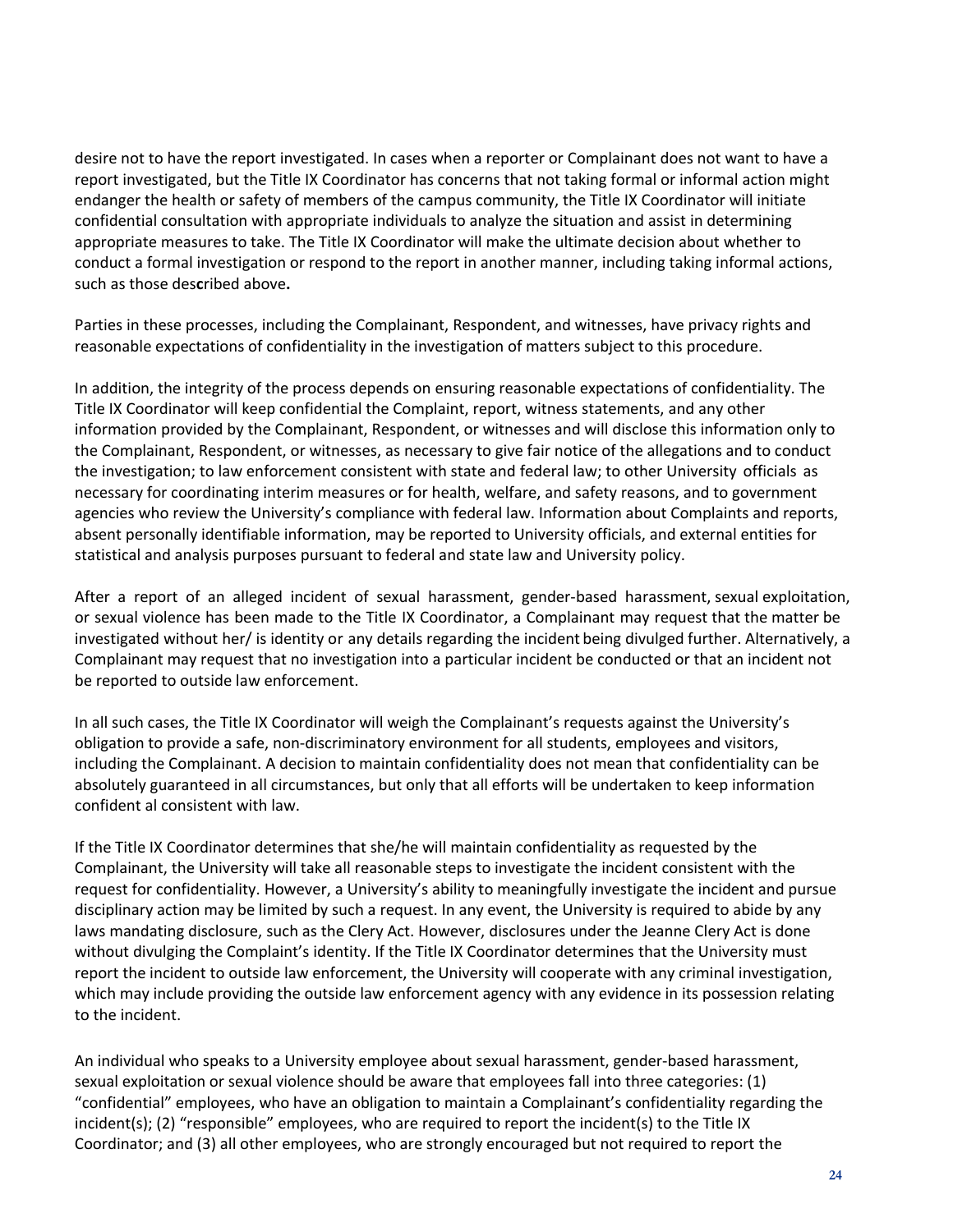desire not to have the report investigated. In cases when a reporter or Complainant does not want to have a report investigated, but the Title IX Coordinator has concerns that not taking formal or informal action might endanger the health or safety of members of the campus community, the Title IX Coordinator will initiate confidential consultation with appropriate individuals to analyze the situation and assist in determining appropriate measures to take. The Title IX Coordinator will make the ultimate decision about whether to conduct a formal investigation or respond to the report in another manner, including taking informal actions, such as those described above.

Parties in these processes, including the Complainant, Respondent, and witnesses, have privacy rights and reasonable expectations of confidentiality in the investigation of matters subject to this procedure.

In addition, the integrity of the process depends on ensuring reasonable expectations of confidentiality. The Title IX Coordinator will keep confidential the Complaint, report, witness statements, and any other information provided by the Complainant, Respondent, or witnesses and will disclose this information only to the Complainant, Respondent, or witnesses, as necessary to give fair notice of the allegations and to conduct the investigation; to law enforcement consistent with state and federal law; to other University officials as necessary for coordinating interim measures or for health, welfare, and safety reasons, and to government agencies who review the University's compliance with federal law. Information about Complaints and reports, absent personally identifiable information, may be reported to University officials, and external entities for statistical and analysis purposes pursuant to federal and state law and University policy.

After a report of an alleged incident of sexual harassment, gender-based harassment, sexual exploitation, or sexual violence has been made to the Title IX Coordinator, a Complainant may request that the matter be investigated without her/ is identity or any details regarding the incident being divulged further. Alternatively, a Complainant may request that no investigation into a particular incident be conducted or that an incident not be reported to outside law enforcement.

In all such cases, the Title IX Coordinator will weigh the Complainant's requests against the University's obligation to provide a safe, non-discriminatory environment for all students, employees and visitors, including the Complainant. A decision to maintain confidentiality does not mean that confidentiality can be absolutely guaranteed in all circumstances, but only that all efforts will be undertaken to keep information confident al consistent with law.

If the Title IX Coordinator determines that she/he will maintain confidentiality as requested by the Complainant, the University will take all reasonable steps to investigate the incident consistent with the request for confidentiality. However, a University's ability to meaningfully investigate the incident and pursue disciplinary action may be limited by such a request. In any event, the University is required to abide by any laws mandating disclosure, such as the Clery Act. However, disclosures under the Jeanne Clery Act is done without divulging the Complaint's identity. If the Title IX Coordinator determines that the University must report the incident to outside law enforcement, the University will cooperate with any criminal investigation, which may include providing the outside law enforcement agency with any evidence in its possession relating to the incident.

An individual who speaks to a University employee about sexual harassment, gender-based harassment, sexual exploitation or sexual violence should be aware that employees fall into three categories: (1) "confidential" employees, who have an obligation to maintain a Complainant's confidentiality regarding the incident(s); (2) "responsible" employees, who are required to report the incident(s) to the Title IX Coordinator; and (3) all other employees, who are strongly encouraged but not required to report the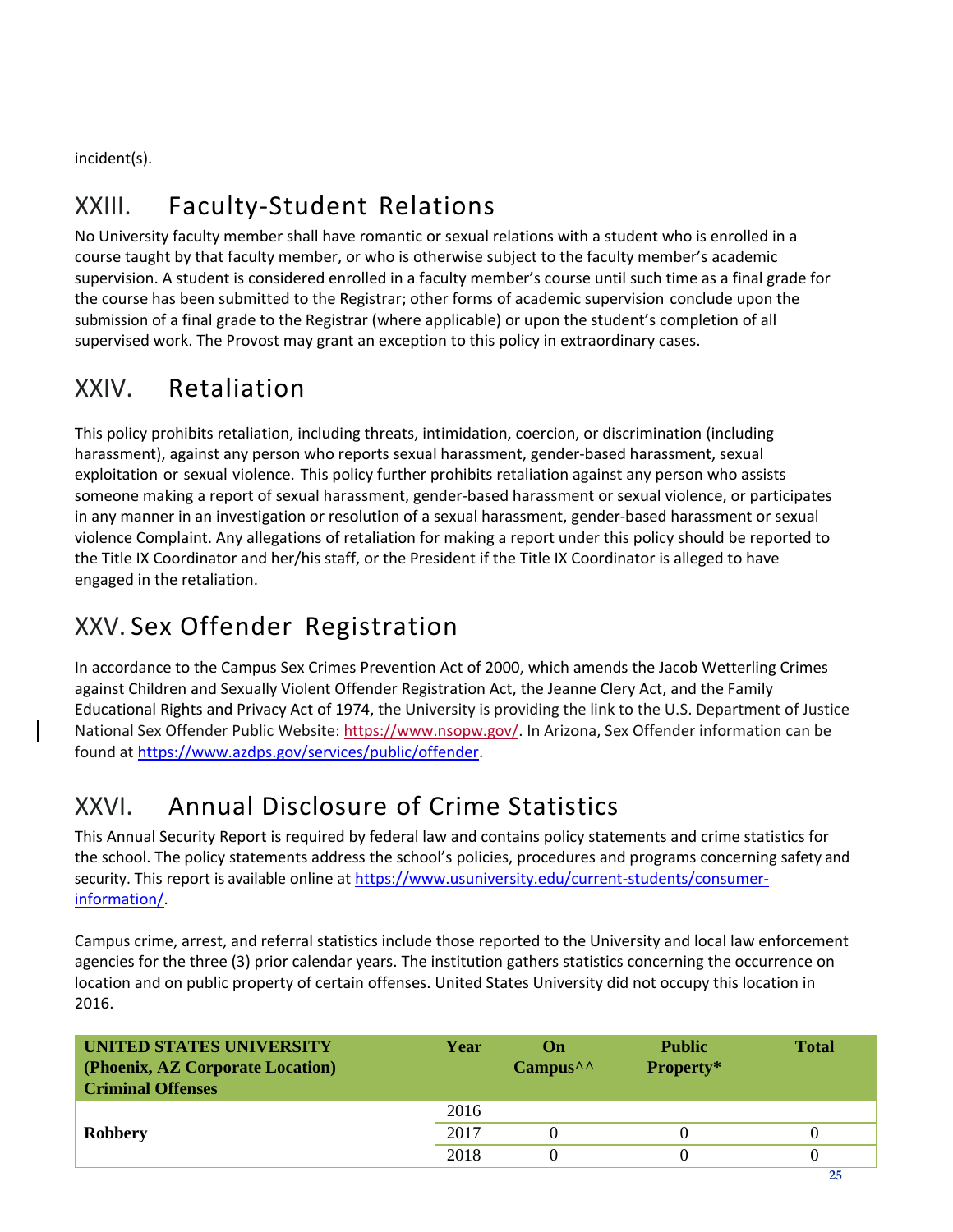incident(s).

## XXIII. Faculty-Student Relations

No University faculty member shall have romantic or sexual relations with a student who is enrolled in a course taught by that faculty member, or who is otherwise subject to the faculty member's academic supervision. A student is considered enrolled in a faculty member's course until such time as a final grade for the course has been submitted to the Registrar; other forms of academic supervision conclude upon the submission of a final grade to the Registrar (where applicable) or upon the student's completion of all supervised work. The Provost may grant an exception to this policy in extraordinary cases.

## XXIV. Retaliation

This policy prohibits retaliation, including threats, intimidation, coercion, or discrimination (including harassment), against any person who reports sexual harassment, gender-based harassment, sexual exploitation or sexual violence. This policy further prohibits retaliation against any person who assists someone making a report of sexual harassment, gender-based harassment or sexual violence, or participates in any manner in an investigation or resolution of a sexual harassment, gender-based harassment or sexual violence Complaint. Any allegations of retaliation for making a report under this policy should be reported to the Title IX Coordinator and her/his staff, or the President if the Title IX Coordinator is alleged to have engaged in the retaliation.

## XXV. Sex Offender Registration

In accordance to the Campus Sex Crimes Prevention Act of 2000, which amends the Jacob Wetterling Crimes against Children and Sexually Violent Offender Registration Act, the Jeanne Clery Act, and the Family Educational Rights and Privacy Act of 1974, the University is providing the link to the U.S. Department of Justice National Sex Offender Public Website: https://www.nsopw.gov/. In Arizona, Sex Offender information can be found at https://www.azdps.gov/services/public/offender.

## XXVI. Annual Disclosure of Crime Statistics

This Annual Security Report is required by federal law and contains policy statements and crime statistics for the school. The policy statements address the school's policies, procedures and programs concerning safety and security. This report is available online at https://www.usuniversity.edu/current-students/consumer-information/.

Campus crime, arrest, and referral statistics include those reported to the University and local law enforcement agencies for the three (3) prior calendar years. The institution gathers statistics concerning the occurrence on location and on public property of certain offenses. United States University did not occupy this location in 2016.

| **UNITED STATES UNIVERSITY (Phoenix, AZ Corporate Location) Criminal Offenses** | **Year** | **On Campus^^** | **Public Property*** | **Total** |
|---|---|---|---|---|
| **Robbery** | 2016 | | | |
| | 2017 | 0 | 0 | 0 |
| | 2018 | 0 | 0 | 0 |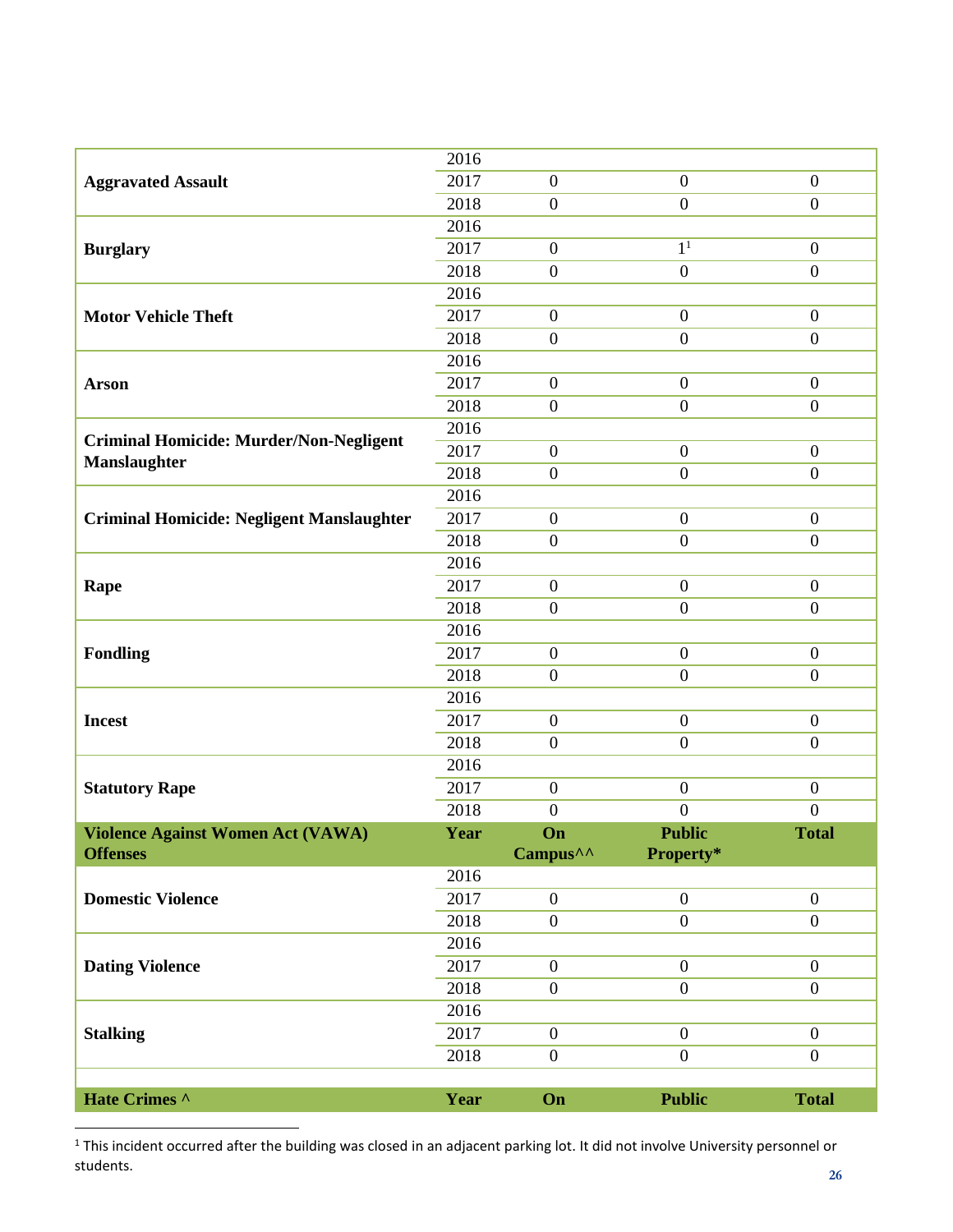| | | | | |
|---|---|---|---|---|
| **Aggravated Assault** | 2016 | | | |
| | 2017 | 0 | 0 | 0 |
| | 2018 | 0 | 0 | 0 |
| **Burglary** | 2016 | | | |
| | 2017 | 0 | 1[1] | 0 |
| | 2018 | 0 | 0 | 0 |
| **Motor Vehicle Theft** | 2016 | | | |
| | 2017 | 0 | 0 | 0 |
| | 2018 | 0 | 0 | 0 |
| **Arson** | 2016 | | | |
| | 2017 | 0 | 0 | 0 |
| | 2018 | 0 | 0 | 0 |
| **Criminal Homicide: Murder/Non-Negligent Manslaughter** | 2016 | | | |
| | 2017 | 0 | 0 | 0 |
| | 2018 | 0 | 0 | 0 |
| **Criminal Homicide: Negligent Manslaughter** | 2016 | | | |
| | 2017 | 0 | 0 | 0 |
| | 2018 | 0 | 0 | 0 |
| **Rape** | 2016 | | | |
| | 2017 | 0 | 0 | 0 |
| | 2018 | 0 | 0 | 0 |
| **Fondling** | 2016 | | | |
| | 2017 | 0 | 0 | 0 |
| | 2018 | 0 | 0 | 0 |
| **Incest** | 2016 | | | |
| | 2017 | 0 | 0 | 0 |
| | 2018 | 0 | 0 | 0 |
| **Statutory Rape** | 2016 | | | |
| | 2017 | 0 | 0 | 0 |
| | 2018 | 0 | 0 | 0 |

| **Violence Against Women Act (VAWA) Offenses** | **Year** | **On Campus^^** | **Public Property*** | **Total** |
|---|---|---|---|---|
| **Domestic Violence** | 2016 | | | |
| | 2017 | 0 | 0 | 0 |
| | 2018 | 0 | 0 | 0 |
| **Dating Violence** | 2016 | | | |
| | 2017 | 0 | 0 | 0 |
| | 2018 | 0 | 0 | 0 |
| **Stalking** | 2016 | | | |
| | 2017 | 0 | 0 | 0 |
| | 2018 | 0 | 0 | 0 |

| **Hate Crimes ^** | **Year** | **On** | **Public** | **Total** |
|---|---|---|---|---|

[1] This incident occurred after the building was closed in an adjacent parking lot. It did not involve University personnel or students.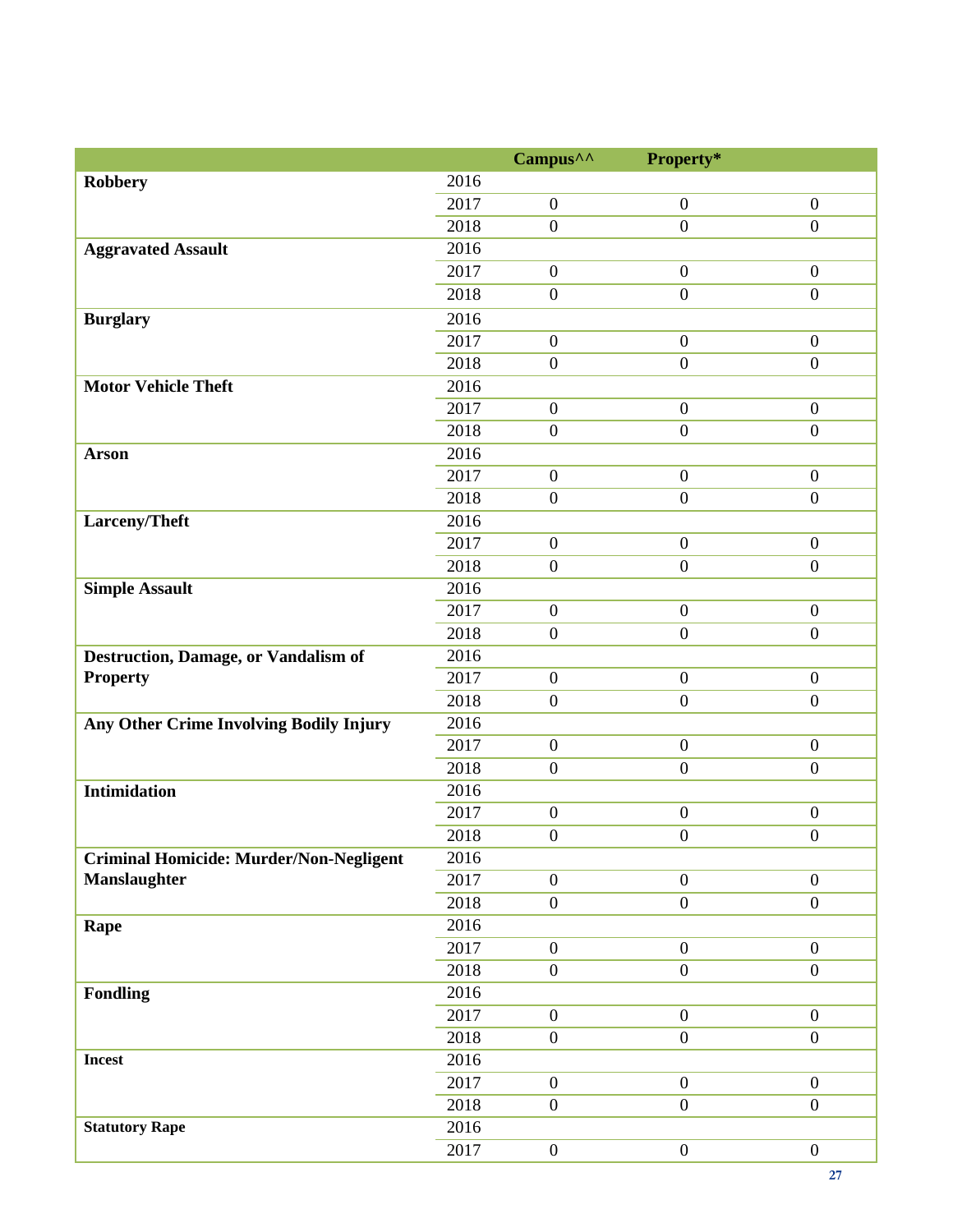| | | Campus^^ | Property* | |
|---|---|---|---|---|
| **Robbery** | 2016 | | | |
| | 2017 | 0 | 0 | 0 |
| | 2018 | 0 | 0 | 0 |
| **Aggravated Assault** | 2016 | | | |
| | 2017 | 0 | 0 | 0 |
| | 2018 | 0 | 0 | 0 |
| **Burglary** | 2016 | | | |
| | 2017 | 0 | 0 | 0 |
| | 2018 | 0 | 0 | 0 |
| **Motor Vehicle Theft** | 2016 | | | |
| | 2017 | 0 | 0 | 0 |
| | 2018 | 0 | 0 | 0 |
| **Arson** | 2016 | | | |
| | 2017 | 0 | 0 | 0 |
| | 2018 | 0 | 0 | 0 |
| **Larceny/Theft** | 2016 | | | |
| | 2017 | 0 | 0 | 0 |
| | 2018 | 0 | 0 | 0 |
| **Simple Assault** | 2016 | | | |
| | 2017 | 0 | 0 | 0 |
| | 2018 | 0 | 0 | 0 |
| **Destruction, Damage, or Vandalism of Property** | 2016 | | | |
| | 2017 | 0 | 0 | 0 |
| | 2018 | 0 | 0 | 0 |
| **Any Other Crime Involving Bodily Injury** | 2016 | | | |
| | 2017 | 0 | 0 | 0 |
| | 2018 | 0 | 0 | 0 |
| **Intimidation** | 2016 | | | |
| | 2017 | 0 | 0 | 0 |
| | 2018 | 0 | 0 | 0 |
| **Criminal Homicide: Murder/Non-Negligent Manslaughter** | 2016 | | | |
| | 2017 | 0 | 0 | 0 |
| | 2018 | 0 | 0 | 0 |
| **Rape** | 2016 | | | |
| | 2017 | 0 | 0 | 0 |
| | 2018 | 0 | 0 | 0 |
| **Fondling** | 2016 | | | |
| | 2017 | 0 | 0 | 0 |
| | 2018 | 0 | 0 | 0 |
| **Incest** | 2016 | | | |
| | 2017 | 0 | 0 | 0 |
| | 2018 | 0 | 0 | 0 |
| **Statutory Rape** | 2016 | | | |
| | 2017 | 0 | 0 | 0 |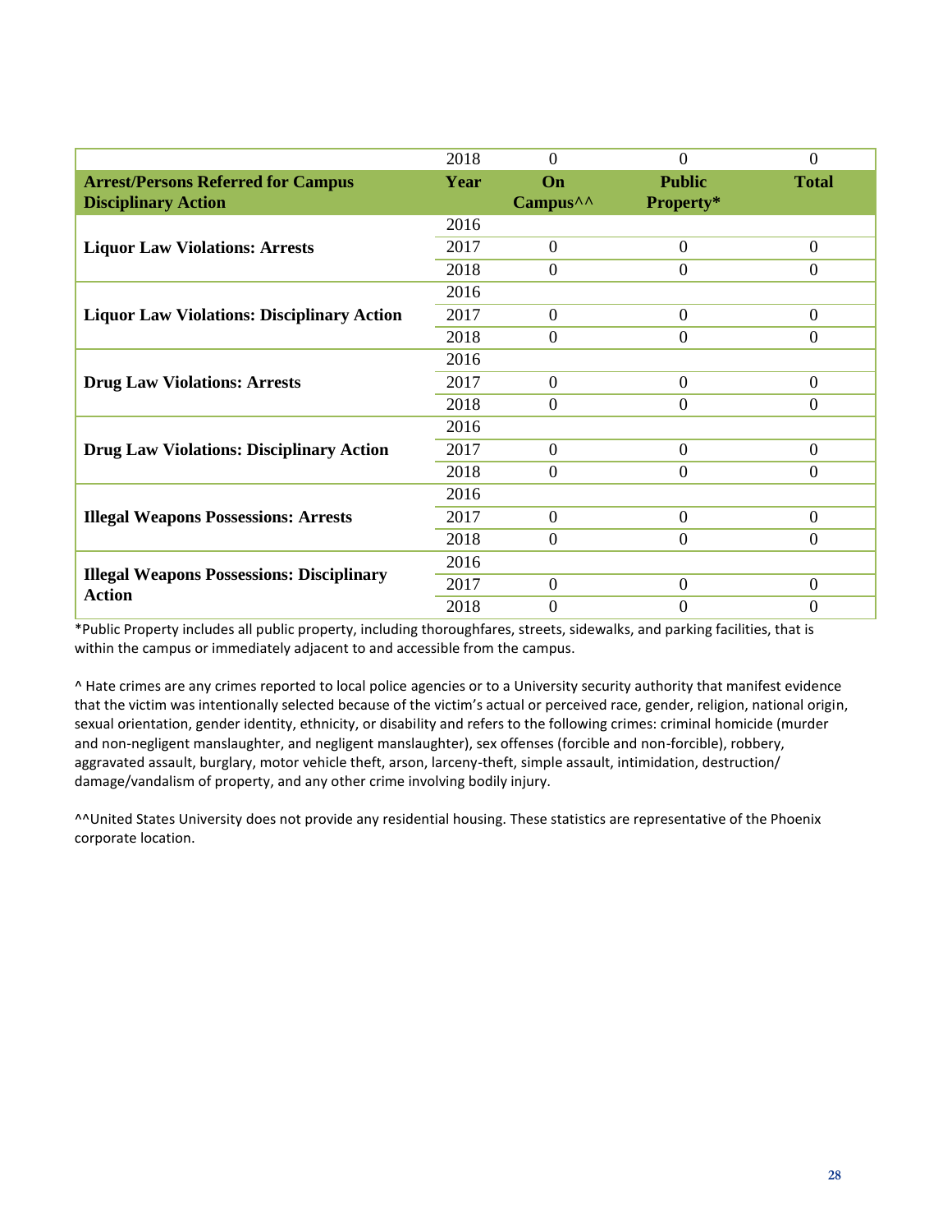| | | | | |
|---|---|---|---|---|
| | 2018 | 0 | 0 | 0 |
| **Arrest/Persons Referred for Campus Disciplinary Action** | **Year** | **On Campus^^** | **Public Property*** | **Total** |
| **Liquor Law Violations: Arrests** | 2016 | | | |
| | 2017 | 0 | 0 | 0 |
| | 2018 | 0 | 0 | 0 |
| **Liquor Law Violations: Disciplinary Action** | 2016 | | | |
| | 2017 | 0 | 0 | 0 |
| | 2018 | 0 | 0 | 0 |
| **Drug Law Violations: Arrests** | 2016 | | | |
| | 2017 | 0 | 0 | 0 |
| | 2018 | 0 | 0 | 0 |
| **Drug Law Violations: Disciplinary Action** | 2016 | | | |
| | 2017 | 0 | 0 | 0 |
| | 2018 | 0 | 0 | 0 |
| **Illegal Weapons Possessions: Arrests** | 2016 | | | |
| | 2017 | 0 | 0 | 0 |
| | 2018 | 0 | 0 | 0 |
| **Illegal Weapons Possessions: Disciplinary Action** | 2016 | | | |
| | 2017 | 0 | 0 | 0 |
| | 2018 | 0 | 0 | 0 |

*Public Property includes all public property, including thoroughfares, streets, sidewalks, and parking facilities, that is within the campus or immediately adjacent to and accessible from the campus.

^ Hate crimes are any crimes reported to local police agencies or to a University security authority that manifest evidence that the victim was intentionally selected because of the victim's actual or perceived race, gender, religion, national origin, sexual orientation, gender identity, ethnicity, or disability and refers to the following crimes: criminal homicide (murder and non-negligent manslaughter, and negligent manslaughter), sex offenses (forcible and non-forcible), robbery, aggravated assault, burglary, motor vehicle theft, arson, larceny-theft, simple assault, intimidation, destruction/ damage/vandalism of property, and any other crime involving bodily injury.

^^United States University does not provide any residential housing. These statistics are representative of the Phoenix corporate location.